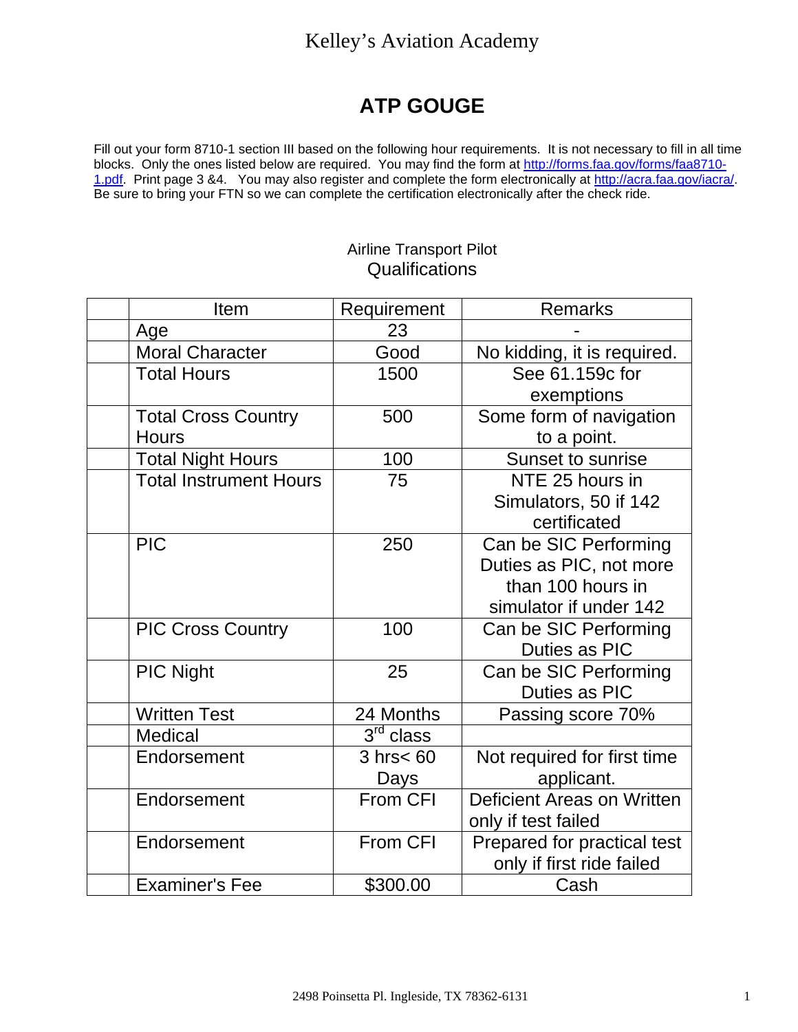# Kelley's Aviation Academy

## ATP GOUGE

Fill out your form 8710-1 section III based on the following hour requirements. It is not necessary to fill in all time blocks. Only the ones listed below are required. You may find the form at http://forms.faa.gov/forms/faa8710-1.pdf. Print page 3 &4. You may also register and complete the form electronically at http://acra.faa.gov/iacra/. Be sure to bring your FTN so we can complete the certification electronically after the check ride.

### Airline Transport Pilot Qualifications

| | Item | Requirement | Remarks |
|---|---|---|---|
| | Age | 23 | - |
| | Moral Character | Good | No kidding, it is required. |
| | Total Hours | 1500 | See 61.159c for exemptions |
| | Total Cross Country Hours | 500 | Some form of navigation to a point. |
| | Total Night Hours | 100 | Sunset to sunrise |
| | Total Instrument Hours | 75 | NTE 25 hours in Simulators, 50 if 142 certificated |
| | PIC | 250 | Can be SIC Performing Duties as PIC, not more than 100 hours in simulator if under 142 |
| | PIC Cross Country | 100 | Can be SIC Performing Duties as PIC |
| | PIC Night | 25 | Can be SIC Performing Duties as PIC |
| | Written Test | 24 Months | Passing score 70% |
| | Medical | 3rd class | |
| | Endorsement | 3 hrs< 60 Days | Not required for first time applicant. |
| | Endorsement | From CFI | Deficient Areas on Written only if test failed |
| | Endorsement | From CFI | Prepared for practical test only if first ride failed |
| | Examiner's Fee | $300.00 | Cash |

2498 Poinsetta Pl. Ingleside, TX 78362-6131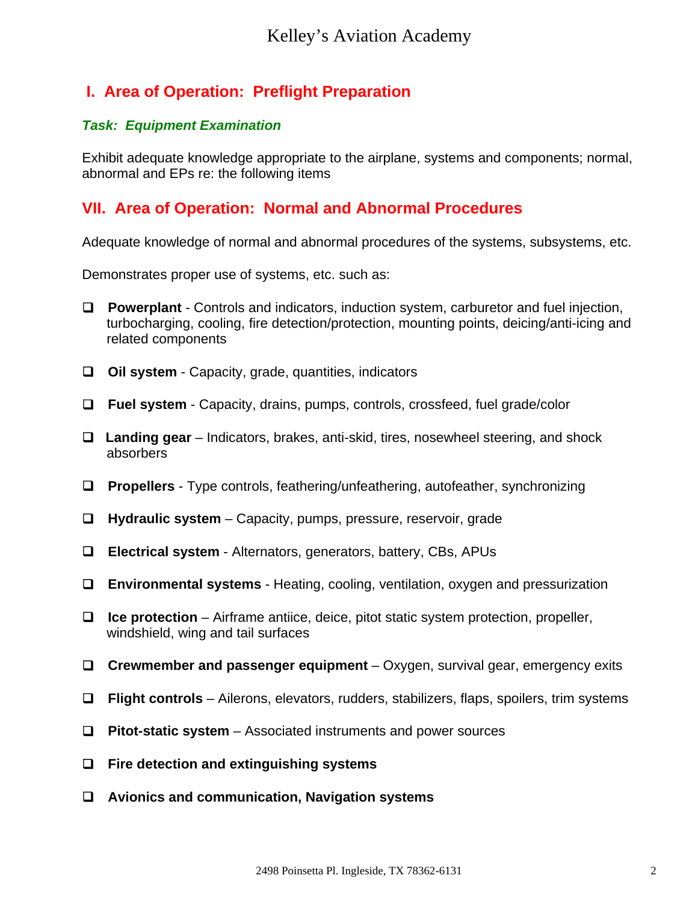## I. Area of Operation: Preflight Preparation

### *Task: Equipment Examination*

Exhibit adequate knowledge appropriate to the airplane, systems and components; normal, abnormal and EPs re: the following items

## VII. Area of Operation: Normal and Abnormal Procedures

Adequate knowledge of normal and abnormal procedures of the systems, subsystems, etc.

Demonstrates proper use of systems, etc. such as:

- [ ] **Powerplant** - Controls and indicators, induction system, carburetor and fuel injection, turbocharging, cooling, fire detection/protection, mounting points, deicing/anti-icing and related components
- [ ] **Oil system** - Capacity, grade, quantities, indicators
- [ ] **Fuel system** - Capacity, drains, pumps, controls, crossfeed, fuel grade/color
- [ ] **Landing gear** – Indicators, brakes, anti-skid, tires, nosewheel steering, and shock absorbers
- [ ] **Propellers** - Type controls, feathering/unfeathering, autofeather, synchronizing
- [ ] **Hydraulic system** – Capacity, pumps, pressure, reservoir, grade
- [ ] **Electrical system** - Alternators, generators, battery, CBs, APUs
- [ ] **Environmental systems** - Heating, cooling, ventilation, oxygen and pressurization
- [ ] **Ice protection** – Airframe antiice, deice, pitot static system protection, propeller, windshield, wing and tail surfaces
- [ ] **Crewmember and passenger equipment** – Oxygen, survival gear, emergency exits
- [ ] **Flight controls** – Ailerons, elevators, rudders, stabilizers, flaps, spoilers, trim systems
- [ ] **Pitot-static system** – Associated instruments and power sources
- [ ] **Fire detection and extinguishing systems**
- [ ] **Avionics and communication, Navigation systems**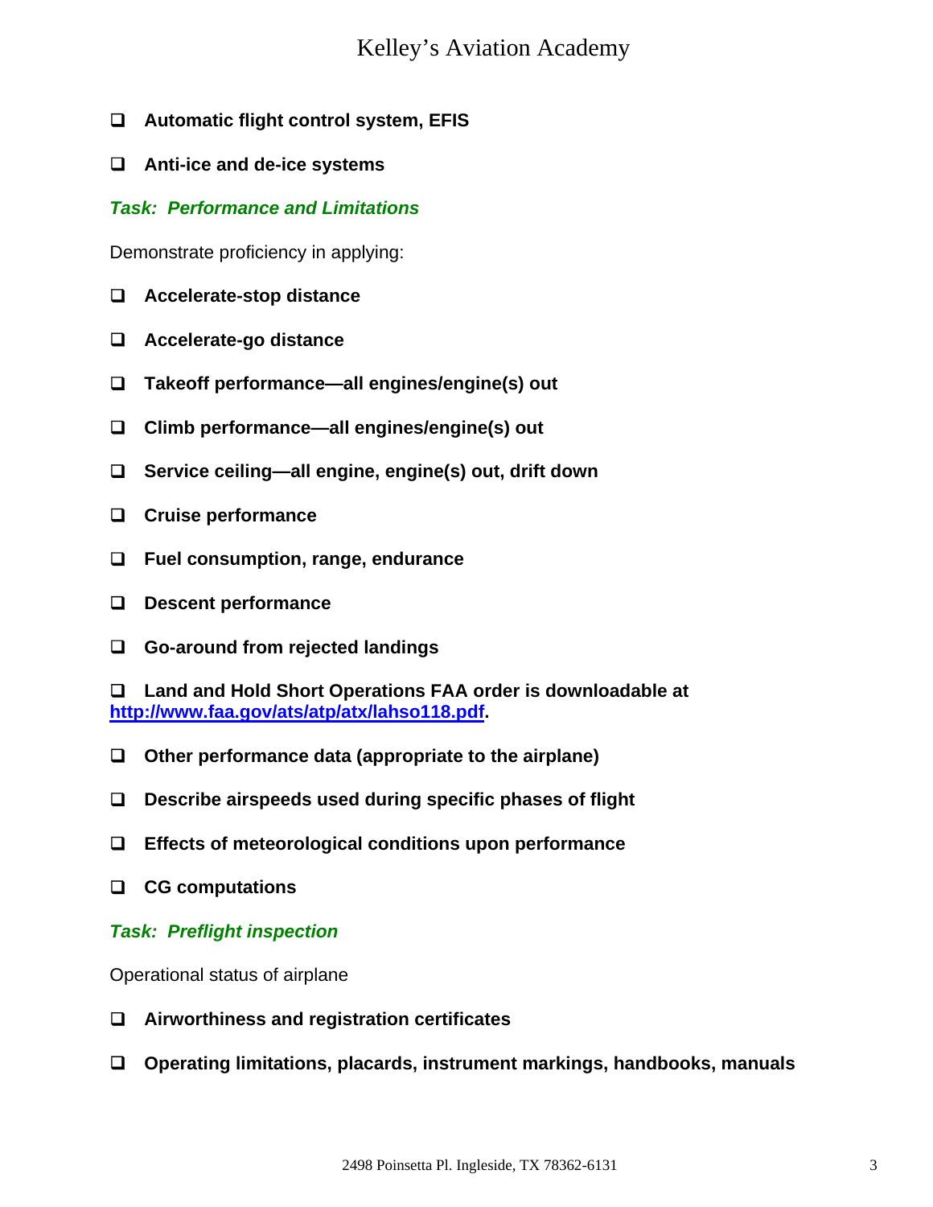- ❑ **Automatic flight control system, EFIS**
- ❑ **Anti-ice and de-ice systems**

### *Task: Performance and Limitations*

Demonstrate proficiency in applying:

- ❑ **Accelerate-stop distance**
- ❑ **Accelerate-go distance**
- ❑ **Takeoff performance—all engines/engine(s) out**
- ❑ **Climb performance—all engines/engine(s) out**
- ❑ **Service ceiling—all engine, engine(s) out, drift down**
- ❑ **Cruise performance**
- ❑ **Fuel consumption, range, endurance**
- ❑ **Descent performance**
- ❑ **Go-around from rejected landings**
- ❑ **Land and Hold Short Operations FAA order is downloadable at [http://www.faa.gov/ats/atp/atx/lahso118.pdf](http://www.faa.gov/ats/atp/atx/lahso118.pdf).**
- ❑ **Other performance data (appropriate to the airplane)**
- ❑ **Describe airspeeds used during specific phases of flight**
- ❑ **Effects of meteorological conditions upon performance**
- ❑ **CG computations**

### *Task: Preflight inspection*

Operational status of airplane

- ❑ **Airworthiness and registration certificates**
- ❑ **Operating limitations, placards, instrument markings, handbooks, manuals**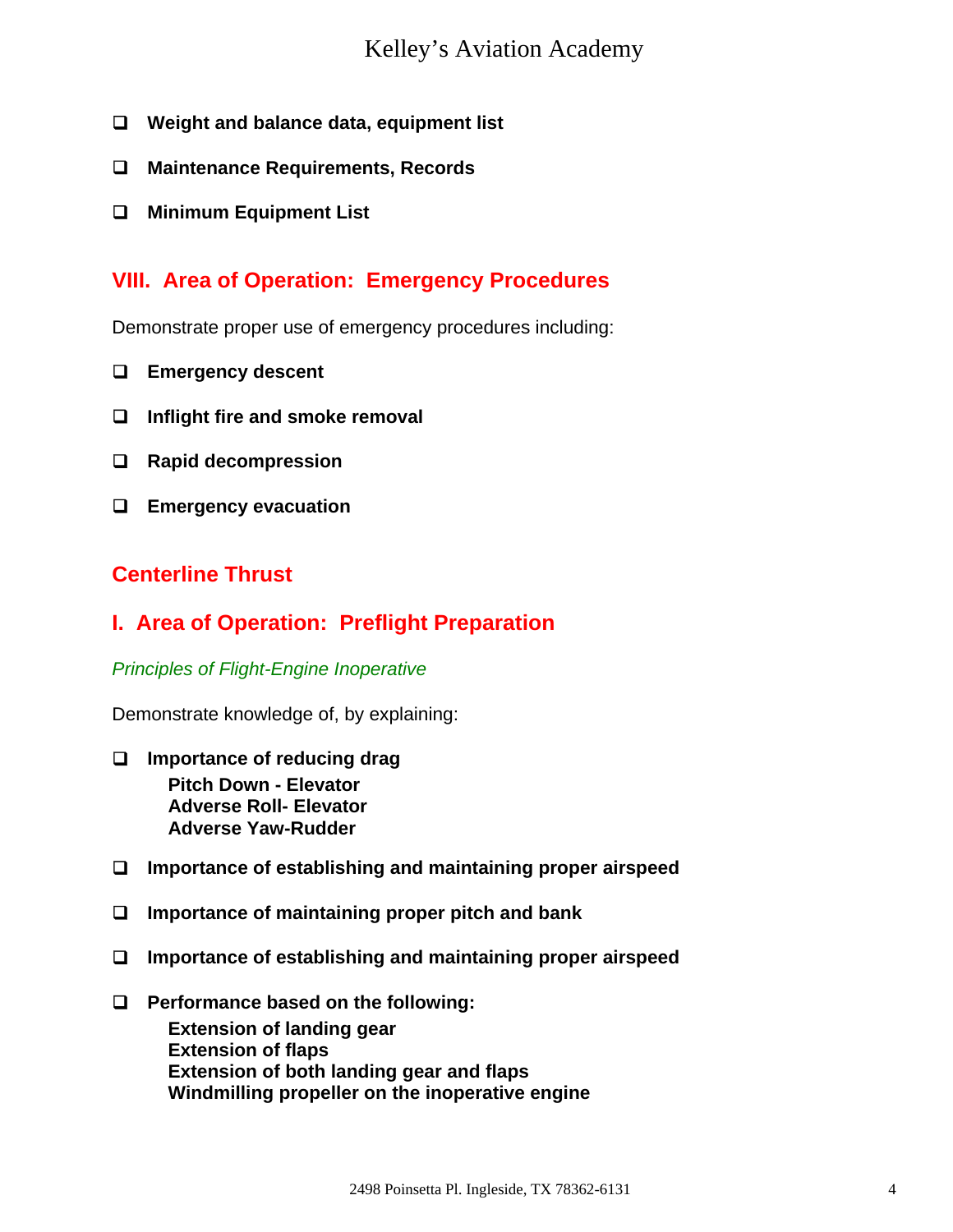- ❑ **Weight and balance data, equipment list**
- ❑ **Maintenance Requirements, Records**
- ❑ **Minimum Equipment List**

## VIII. Area of Operation: Emergency Procedures

Demonstrate proper use of emergency procedures including:

- ❑ **Emergency descent**
- ❑ **Inflight fire and smoke removal**
- ❑ **Rapid decompression**
- ❑ **Emergency evacuation**

# Centerline Thrust

## I. Area of Operation: Preflight Preparation

*Principles of Flight-Engine Inoperative*

Demonstrate knowledge of, by explaining:

- ❑ **Importance of reducing drag**
  **Pitch Down - Elevator**
  **Adverse Roll- Elevator**
  **Adverse Yaw-Rudder**
- ❑ **Importance of establishing and maintaining proper airspeed**
- ❑ **Importance of maintaining proper pitch and bank**
- ❑ **Importance of establishing and maintaining proper airspeed**
- ❑ **Performance based on the following:**
  **Extension of landing gear**
  **Extension of flaps**
  **Extension of both landing gear and flaps**
  **Windmilling propeller on the inoperative engine**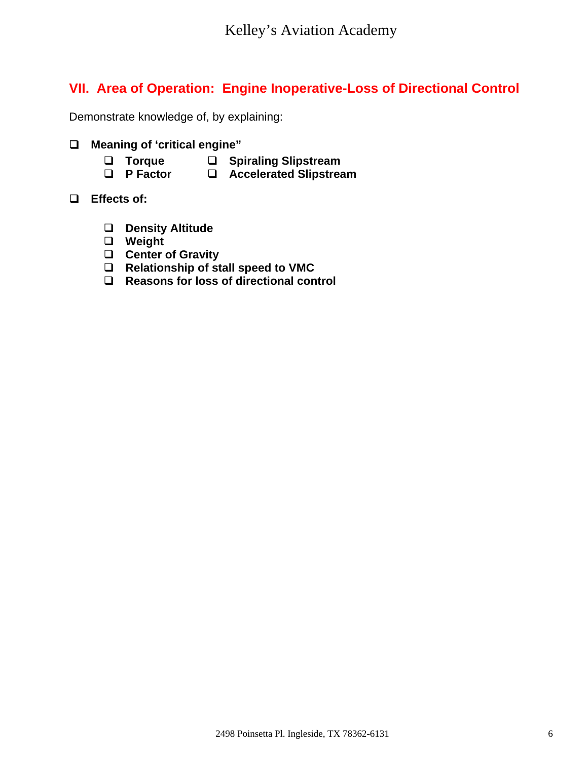## VII. Area of Operation: Engine Inoperative-Loss of Directional Control

Demonstrate knowledge of, by explaining:

- ❑ **Meaning of 'critical engine"**
  - ❑ **Torque**
  - ❑ **P Factor**
  - ❑ **Spiraling Slipstream**
  - ❑ **Accelerated Slipstream**
- ❑ **Effects of:**
  - ❑ **Density Altitude**
  - ❑ **Weight**
  - ❑ **Center of Gravity**
  - ❑ **Relationship of stall speed to VMC**
  - ❑ **Reasons for loss of directional control**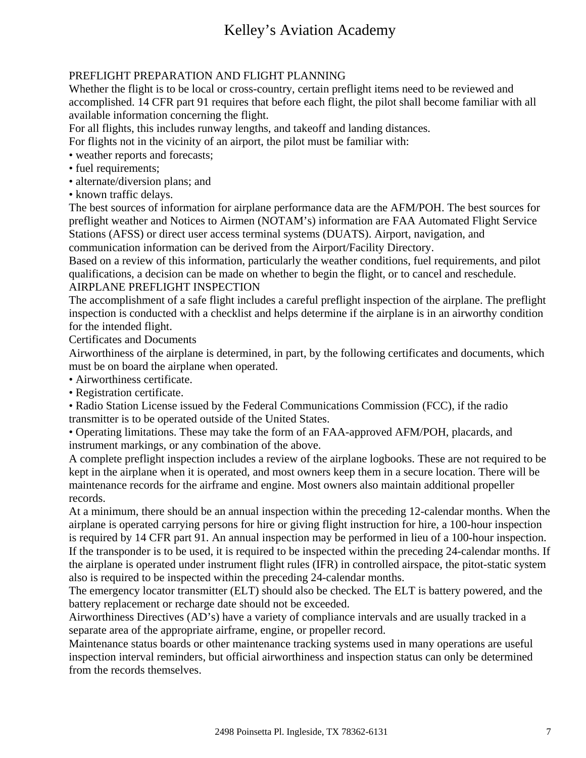## PREFLIGHT PREPARATION AND FLIGHT PLANNING

Whether the flight is to be local or cross-country, certain preflight items need to be reviewed and accomplished. 14 CFR part 91 requires that before each flight, the pilot shall become familiar with all available information concerning the flight.

For all flights, this includes runway lengths, and takeoff and landing distances.

For flights not in the vicinity of an airport, the pilot must be familiar with:

- weather reports and forecasts;
- fuel requirements;
- alternate/diversion plans; and
- known traffic delays.

The best sources of information for airplane performance data are the AFM/POH. The best sources for preflight weather and Notices to Airmen (NOTAM's) information are FAA Automated Flight Service Stations (AFSS) or direct user access terminal systems (DUATS). Airport, navigation, and communication information can be derived from the Airport/Facility Directory.

Based on a review of this information, particularly the weather conditions, fuel requirements, and pilot qualifications, a decision can be made on whether to begin the flight, or to cancel and reschedule.

## AIRPLANE PREFLIGHT INSPECTION

The accomplishment of a safe flight includes a careful preflight inspection of the airplane. The preflight inspection is conducted with a checklist and helps determine if the airplane is in an airworthy condition for the intended flight.

### Certificates and Documents

Airworthiness of the airplane is determined, in part, by the following certificates and documents, which must be on board the airplane when operated.

- Airworthiness certificate.
- Registration certificate.
- Radio Station License issued by the Federal Communications Commission (FCC), if the radio transmitter is to be operated outside of the United States.
- Operating limitations. These may take the form of an FAA-approved AFM/POH, placards, and instrument markings, or any combination of the above.

A complete preflight inspection includes a review of the airplane logbooks. These are not required to be kept in the airplane when it is operated, and most owners keep them in a secure location. There will be maintenance records for the airframe and engine. Most owners also maintain additional propeller records.

At a minimum, there should be an annual inspection within the preceding 12-calendar months. When the airplane is operated carrying persons for hire or giving flight instruction for hire, a 100-hour inspection is required by 14 CFR part 91. An annual inspection may be performed in lieu of a 100-hour inspection.

If the transponder is to be used, it is required to be inspected within the preceding 24-calendar months. If the airplane is operated under instrument flight rules (IFR) in controlled airspace, the pitot-static system also is required to be inspected within the preceding 24-calendar months.

The emergency locator transmitter (ELT) should also be checked. The ELT is battery powered, and the battery replacement or recharge date should not be exceeded.

Airworthiness Directives (AD's) have a variety of compliance intervals and are usually tracked in a separate area of the appropriate airframe, engine, or propeller record.

Maintenance status boards or other maintenance tracking systems used in many operations are useful inspection interval reminders, but official airworthiness and inspection status can only be determined from the records themselves.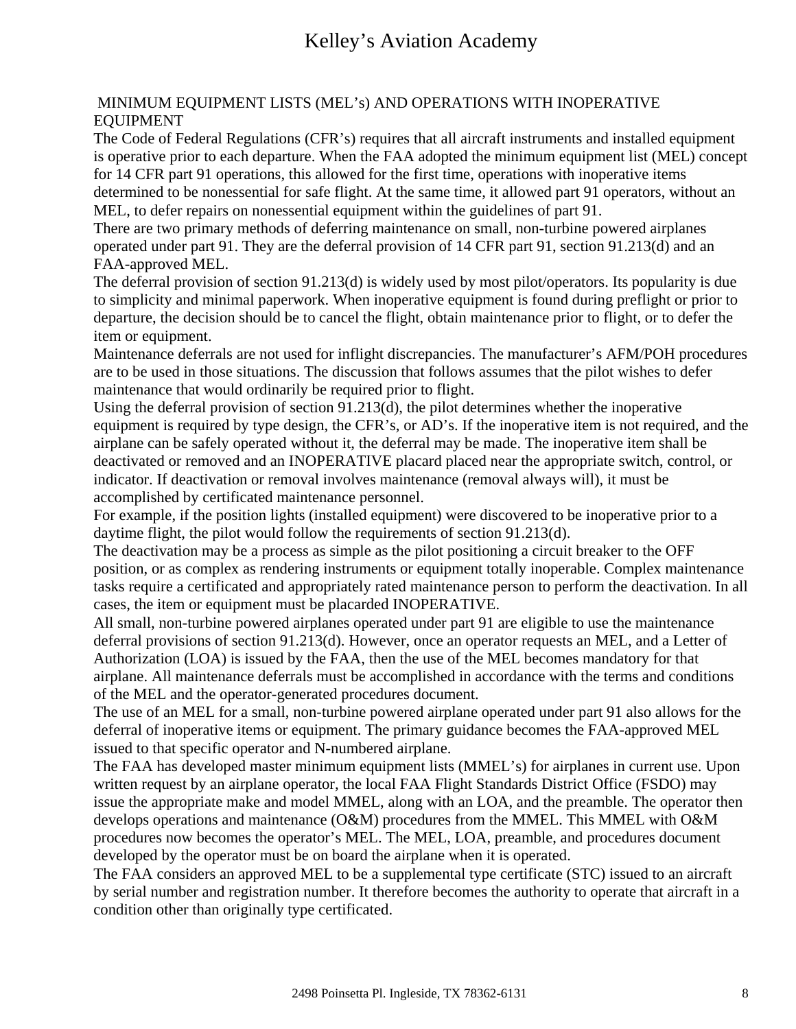## MINIMUM EQUIPMENT LISTS (MEL's) AND OPERATIONS WITH INOPERATIVE EQUIPMENT

The Code of Federal Regulations (CFR's) requires that all aircraft instruments and installed equipment is operative prior to each departure. When the FAA adopted the minimum equipment list (MEL) concept for 14 CFR part 91 operations, this allowed for the first time, operations with inoperative items determined to be nonessential for safe flight. At the same time, it allowed part 91 operators, without an MEL, to defer repairs on nonessential equipment within the guidelines of part 91.

There are two primary methods of deferring maintenance on small, non-turbine powered airplanes operated under part 91. They are the deferral provision of 14 CFR part 91, section 91.213(d) and an FAA-approved MEL.

The deferral provision of section 91.213(d) is widely used by most pilot/operators. Its popularity is due to simplicity and minimal paperwork. When inoperative equipment is found during preflight or prior to departure, the decision should be to cancel the flight, obtain maintenance prior to flight, or to defer the item or equipment.

Maintenance deferrals are not used for inflight discrepancies. The manufacturer's AFM/POH procedures are to be used in those situations. The discussion that follows assumes that the pilot wishes to defer maintenance that would ordinarily be required prior to flight.

Using the deferral provision of section 91.213(d), the pilot determines whether the inoperative equipment is required by type design, the CFR's, or AD's. If the inoperative item is not required, and the airplane can be safely operated without it, the deferral may be made. The inoperative item shall be deactivated or removed and an INOPERATIVE placard placed near the appropriate switch, control, or indicator. If deactivation or removal involves maintenance (removal always will), it must be accomplished by certificated maintenance personnel.

For example, if the position lights (installed equipment) were discovered to be inoperative prior to a daytime flight, the pilot would follow the requirements of section 91.213(d).

The deactivation may be a process as simple as the pilot positioning a circuit breaker to the OFF position, or as complex as rendering instruments or equipment totally inoperable. Complex maintenance tasks require a certificated and appropriately rated maintenance person to perform the deactivation. In all cases, the item or equipment must be placarded INOPERATIVE.

All small, non-turbine powered airplanes operated under part 91 are eligible to use the maintenance deferral provisions of section 91.213(d). However, once an operator requests an MEL, and a Letter of Authorization (LOA) is issued by the FAA, then the use of the MEL becomes mandatory for that airplane. All maintenance deferrals must be accomplished in accordance with the terms and conditions of the MEL and the operator-generated procedures document.

The use of an MEL for a small, non-turbine powered airplane operated under part 91 also allows for the deferral of inoperative items or equipment. The primary guidance becomes the FAA-approved MEL issued to that specific operator and N-numbered airplane.

The FAA has developed master minimum equipment lists (MMEL's) for airplanes in current use. Upon written request by an airplane operator, the local FAA Flight Standards District Office (FSDO) may issue the appropriate make and model MMEL, along with an LOA, and the preamble. The operator then develops operations and maintenance (O&M) procedures from the MMEL. This MMEL with O&M procedures now becomes the operator's MEL. The MEL, LOA, preamble, and procedures document developed by the operator must be on board the airplane when it is operated.

The FAA considers an approved MEL to be a supplemental type certificate (STC) issued to an aircraft by serial number and registration number. It therefore becomes the authority to operate that aircraft in a condition other than originally type certificated.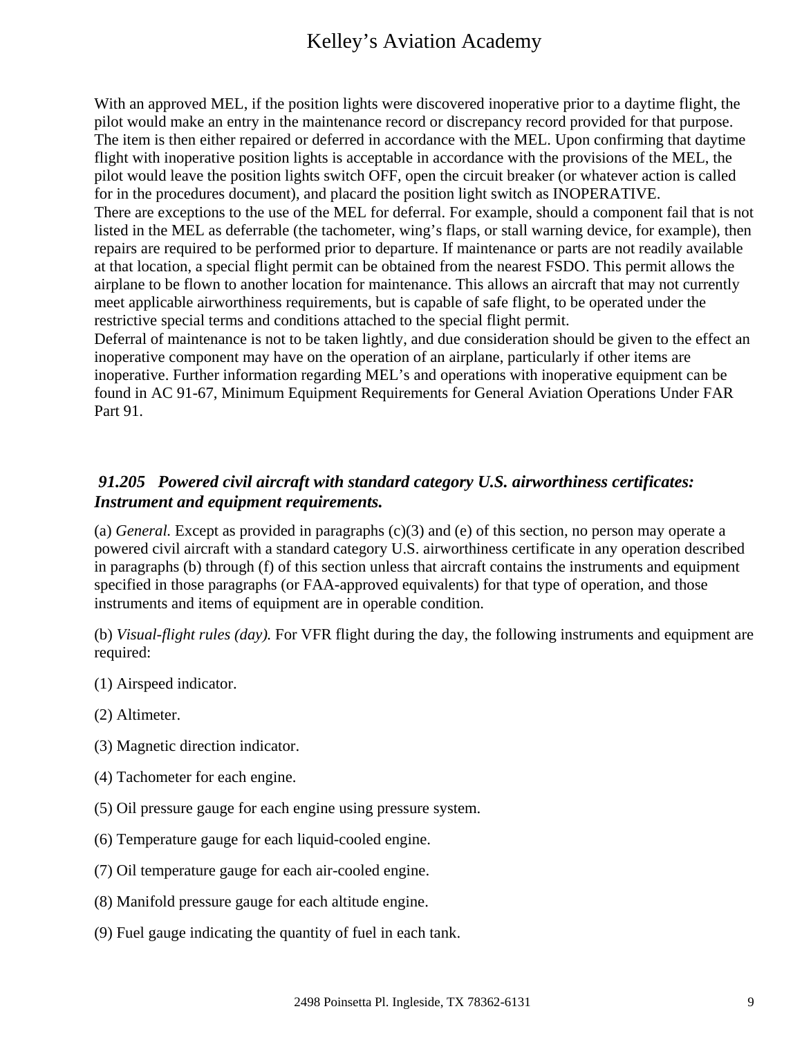With an approved MEL, if the position lights were discovered inoperative prior to a daytime flight, the pilot would make an entry in the maintenance record or discrepancy record provided for that purpose. The item is then either repaired or deferred in accordance with the MEL. Upon confirming that daytime flight with inoperative position lights is acceptable in accordance with the provisions of the MEL, the pilot would leave the position lights switch OFF, open the circuit breaker (or whatever action is called for in the procedures document), and placard the position light switch as INOPERATIVE.

There are exceptions to the use of the MEL for deferral. For example, should a component fail that is not listed in the MEL as deferrable (the tachometer, wing's flaps, or stall warning device, for example), then repairs are required to be performed prior to departure. If maintenance or parts are not readily available at that location, a special flight permit can be obtained from the nearest FSDO. This permit allows the airplane to be flown to another location for maintenance. This allows an aircraft that may not currently meet applicable airworthiness requirements, but is capable of safe flight, to be operated under the restrictive special terms and conditions attached to the special flight permit.

Deferral of maintenance is not to be taken lightly, and due consideration should be given to the effect an inoperative component may have on the operation of an airplane, particularly if other items are inoperative. Further information regarding MEL's and operations with inoperative equipment can be found in AC 91-67, Minimum Equipment Requirements for General Aviation Operations Under FAR Part 91.

### *91.205 Powered civil aircraft with standard category U.S. airworthiness certificates: Instrument and equipment requirements.*

(a) *General.* Except as provided in paragraphs (c)(3) and (e) of this section, no person may operate a powered civil aircraft with a standard category U.S. airworthiness certificate in any operation described in paragraphs (b) through (f) of this section unless that aircraft contains the instruments and equipment specified in those paragraphs (or FAA-approved equivalents) for that type of operation, and those instruments and items of equipment are in operable condition.

(b) *Visual-flight rules (day).* For VFR flight during the day, the following instruments and equipment are required:

(1) Airspeed indicator.

(2) Altimeter.

(3) Magnetic direction indicator.

(4) Tachometer for each engine.

(5) Oil pressure gauge for each engine using pressure system.

(6) Temperature gauge for each liquid-cooled engine.

(7) Oil temperature gauge for each air-cooled engine.

(8) Manifold pressure gauge for each altitude engine.

(9) Fuel gauge indicating the quantity of fuel in each tank.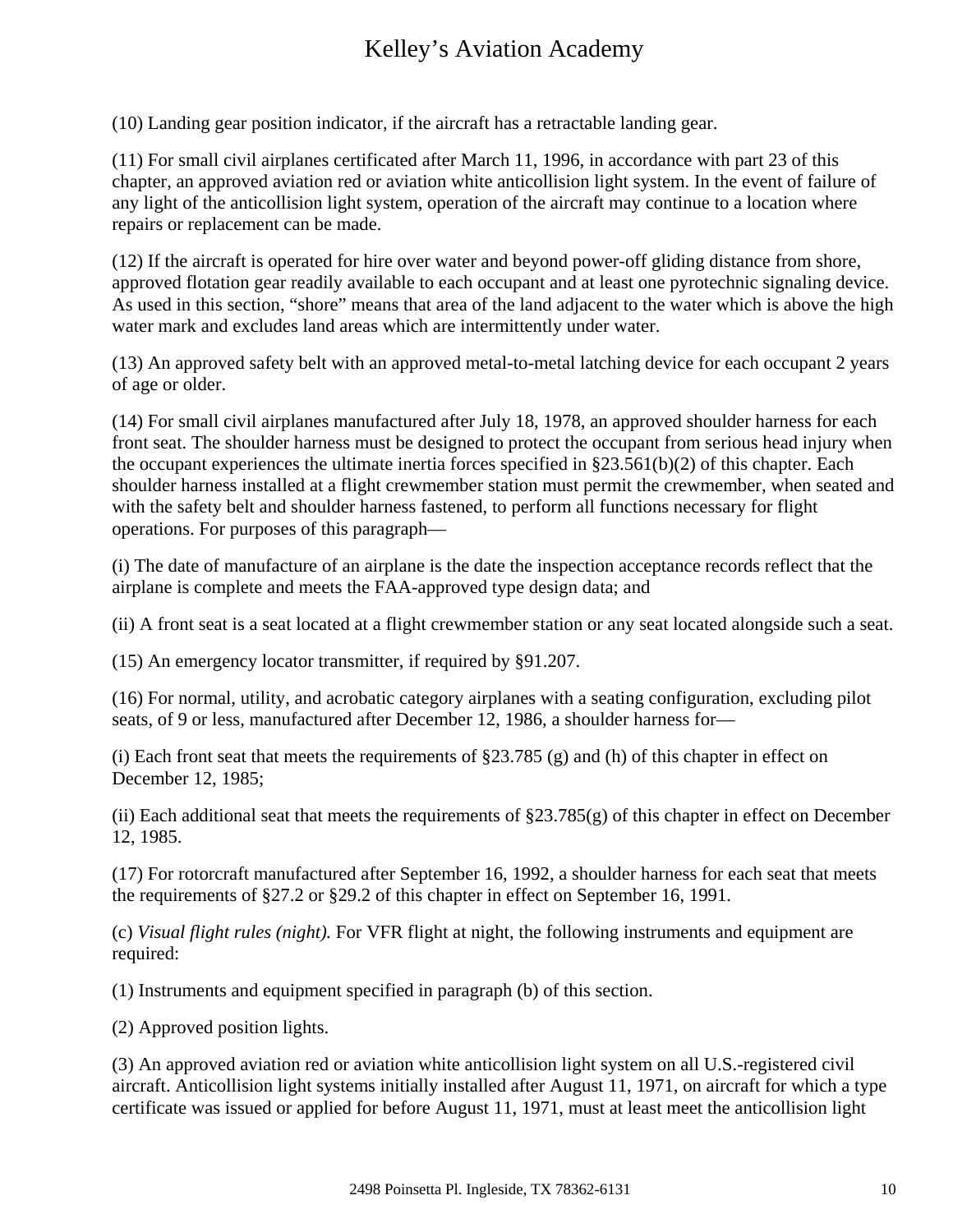(10) Landing gear position indicator, if the aircraft has a retractable landing gear.

(11) For small civil airplanes certificated after March 11, 1996, in accordance with part 23 of this chapter, an approved aviation red or aviation white anticollision light system. In the event of failure of any light of the anticollision light system, operation of the aircraft may continue to a location where repairs or replacement can be made.

(12) If the aircraft is operated for hire over water and beyond power-off gliding distance from shore, approved flotation gear readily available to each occupant and at least one pyrotechnic signaling device. As used in this section, "shore" means that area of the land adjacent to the water which is above the high water mark and excludes land areas which are intermittently under water.

(13) An approved safety belt with an approved metal-to-metal latching device for each occupant 2 years of age or older.

(14) For small civil airplanes manufactured after July 18, 1978, an approved shoulder harness for each front seat. The shoulder harness must be designed to protect the occupant from serious head injury when the occupant experiences the ultimate inertia forces specified in §23.561(b)(2) of this chapter. Each shoulder harness installed at a flight crewmember station must permit the crewmember, when seated and with the safety belt and shoulder harness fastened, to perform all functions necessary for flight operations. For purposes of this paragraph—

(i) The date of manufacture of an airplane is the date the inspection acceptance records reflect that the airplane is complete and meets the FAA-approved type design data; and

(ii) A front seat is a seat located at a flight crewmember station or any seat located alongside such a seat.

(15) An emergency locator transmitter, if required by §91.207.

(16) For normal, utility, and acrobatic category airplanes with a seating configuration, excluding pilot seats, of 9 or less, manufactured after December 12, 1986, a shoulder harness for—

(i) Each front seat that meets the requirements of §23.785 (g) and (h) of this chapter in effect on December 12, 1985;

(ii) Each additional seat that meets the requirements of §23.785(g) of this chapter in effect on December 12, 1985.

(17) For rotorcraft manufactured after September 16, 1992, a shoulder harness for each seat that meets the requirements of §27.2 or §29.2 of this chapter in effect on September 16, 1991.

(c) *Visual flight rules (night).* For VFR flight at night, the following instruments and equipment are required:

(1) Instruments and equipment specified in paragraph (b) of this section.

(2) Approved position lights.

(3) An approved aviation red or aviation white anticollision light system on all U.S.-registered civil aircraft. Anticollision light systems initially installed after August 11, 1971, on aircraft for which a type certificate was issued or applied for before August 11, 1971, must at least meet the anticollision light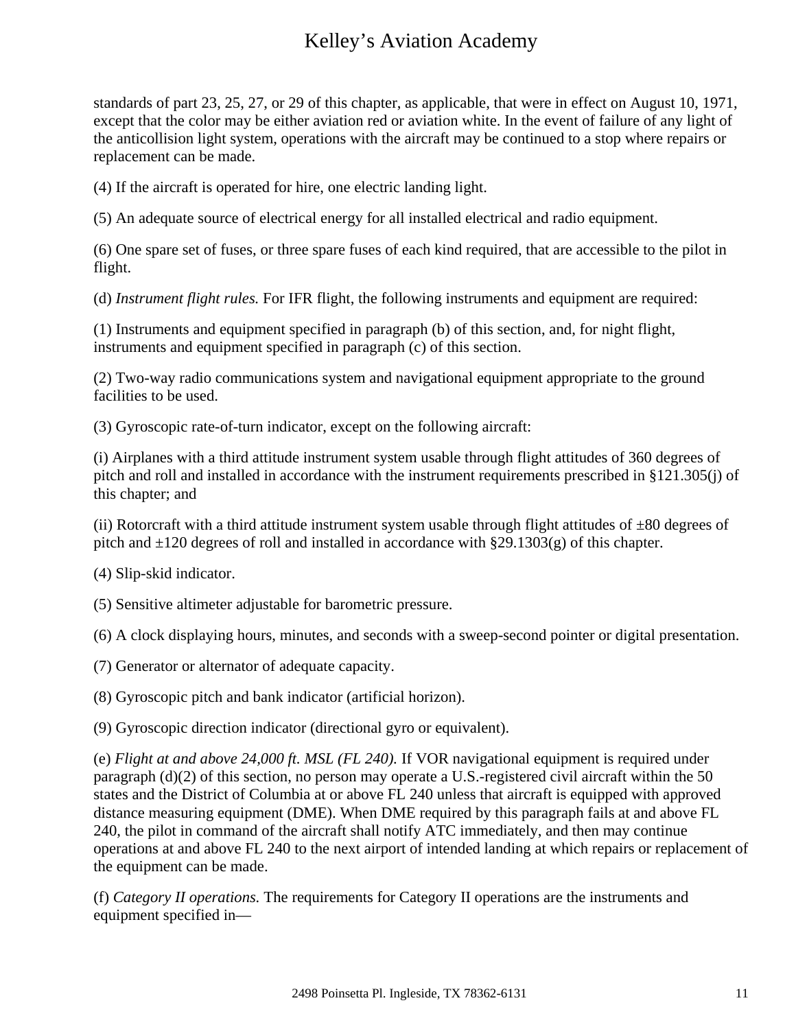standards of part 23, 25, 27, or 29 of this chapter, as applicable, that were in effect on August 10, 1971, except that the color may be either aviation red or aviation white. In the event of failure of any light of the anticollision light system, operations with the aircraft may be continued to a stop where repairs or replacement can be made.

(4) If the aircraft is operated for hire, one electric landing light.

(5) An adequate source of electrical energy for all installed electrical and radio equipment.

(6) One spare set of fuses, or three spare fuses of each kind required, that are accessible to the pilot in flight.

(d) *Instrument flight rules.* For IFR flight, the following instruments and equipment are required:

(1) Instruments and equipment specified in paragraph (b) of this section, and, for night flight, instruments and equipment specified in paragraph (c) of this section.

(2) Two-way radio communications system and navigational equipment appropriate to the ground facilities to be used.

(3) Gyroscopic rate-of-turn indicator, except on the following aircraft:

(i) Airplanes with a third attitude instrument system usable through flight attitudes of 360 degrees of pitch and roll and installed in accordance with the instrument requirements prescribed in §121.305(j) of this chapter; and

(ii) Rotorcraft with a third attitude instrument system usable through flight attitudes of ±80 degrees of pitch and ±120 degrees of roll and installed in accordance with §29.1303(g) of this chapter.

(4) Slip-skid indicator.

(5) Sensitive altimeter adjustable for barometric pressure.

(6) A clock displaying hours, minutes, and seconds with a sweep-second pointer or digital presentation.

(7) Generator or alternator of adequate capacity.

(8) Gyroscopic pitch and bank indicator (artificial horizon).

(9) Gyroscopic direction indicator (directional gyro or equivalent).

(e) *Flight at and above 24,000 ft. MSL (FL 240).* If VOR navigational equipment is required under paragraph (d)(2) of this section, no person may operate a U.S.-registered civil aircraft within the 50 states and the District of Columbia at or above FL 240 unless that aircraft is equipped with approved distance measuring equipment (DME). When DME required by this paragraph fails at and above FL 240, the pilot in command of the aircraft shall notify ATC immediately, and then may continue operations at and above FL 240 to the next airport of intended landing at which repairs or replacement of the equipment can be made.

(f) *Category II operations.* The requirements for Category II operations are the instruments and equipment specified in—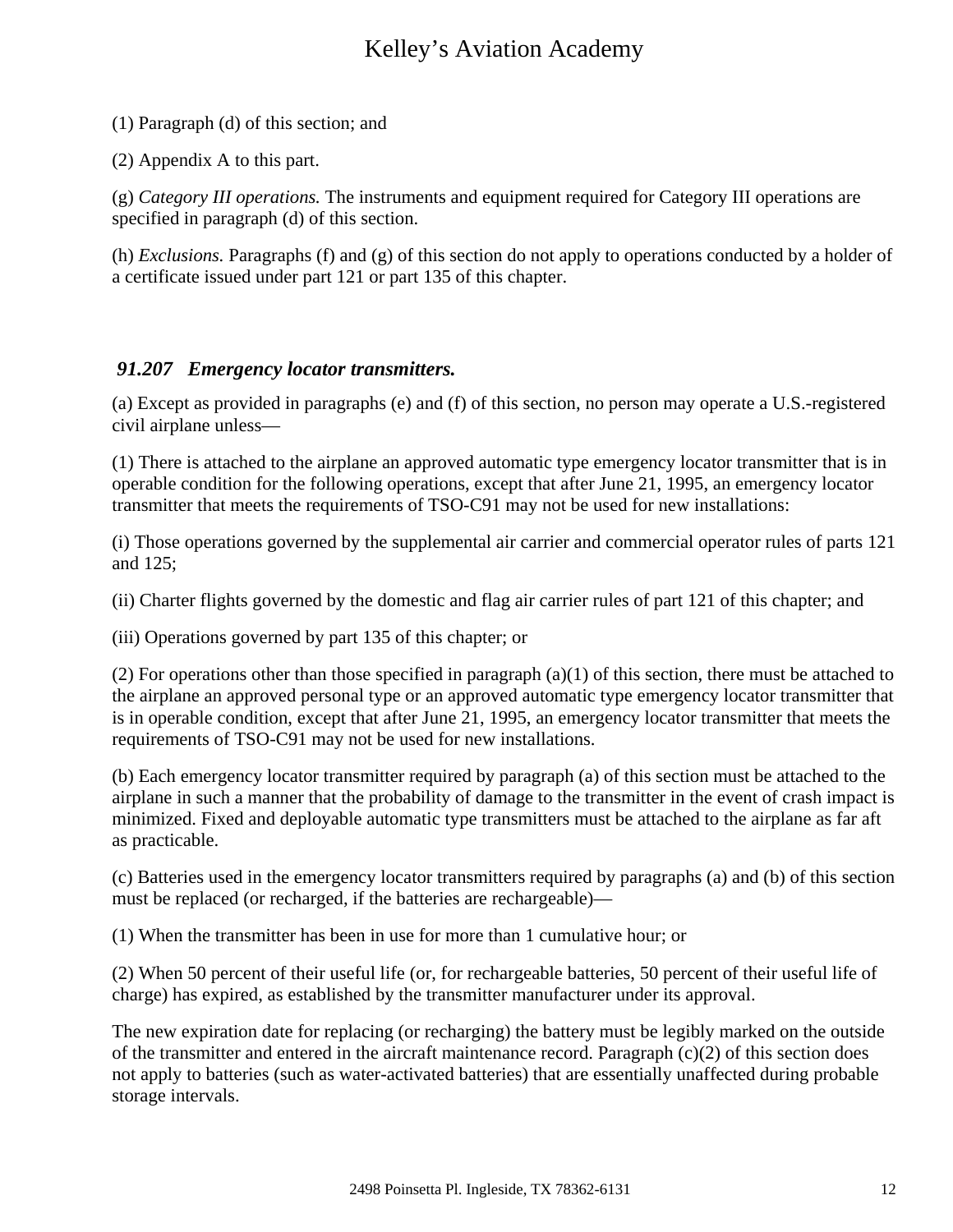(1) Paragraph (d) of this section; and

(2) Appendix A to this part.

(g) *Category III operations.* The instruments and equipment required for Category III operations are specified in paragraph (d) of this section.

(h) *Exclusions.* Paragraphs (f) and (g) of this section do not apply to operations conducted by a holder of a certificate issued under part 121 or part 135 of this chapter.

### ***91.207 Emergency locator transmitters.***

(a) Except as provided in paragraphs (e) and (f) of this section, no person may operate a U.S.-registered civil airplane unless—

(1) There is attached to the airplane an approved automatic type emergency locator transmitter that is in operable condition for the following operations, except that after June 21, 1995, an emergency locator transmitter that meets the requirements of TSO-C91 may not be used for new installations:

(i) Those operations governed by the supplemental air carrier and commercial operator rules of parts 121 and 125;

(ii) Charter flights governed by the domestic and flag air carrier rules of part 121 of this chapter; and

(iii) Operations governed by part 135 of this chapter; or

(2) For operations other than those specified in paragraph (a)(1) of this section, there must be attached to the airplane an approved personal type or an approved automatic type emergency locator transmitter that is in operable condition, except that after June 21, 1995, an emergency locator transmitter that meets the requirements of TSO-C91 may not be used for new installations.

(b) Each emergency locator transmitter required by paragraph (a) of this section must be attached to the airplane in such a manner that the probability of damage to the transmitter in the event of crash impact is minimized. Fixed and deployable automatic type transmitters must be attached to the airplane as far aft as practicable.

(c) Batteries used in the emergency locator transmitters required by paragraphs (a) and (b) of this section must be replaced (or recharged, if the batteries are rechargeable)—

(1) When the transmitter has been in use for more than 1 cumulative hour; or

(2) When 50 percent of their useful life (or, for rechargeable batteries, 50 percent of their useful life of charge) has expired, as established by the transmitter manufacturer under its approval.

The new expiration date for replacing (or recharging) the battery must be legibly marked on the outside of the transmitter and entered in the aircraft maintenance record. Paragraph (c)(2) of this section does not apply to batteries (such as water-activated batteries) that are essentially unaffected during probable storage intervals.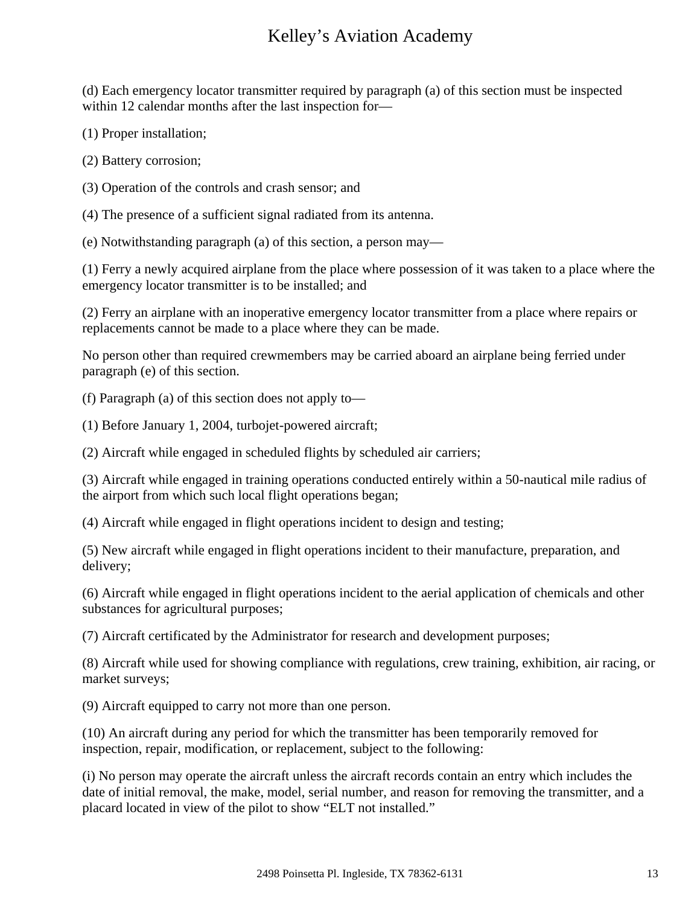(d) Each emergency locator transmitter required by paragraph (a) of this section must be inspected within 12 calendar months after the last inspection for—

(1) Proper installation;

(2) Battery corrosion;

(3) Operation of the controls and crash sensor; and

(4) The presence of a sufficient signal radiated from its antenna.

(e) Notwithstanding paragraph (a) of this section, a person may—

(1) Ferry a newly acquired airplane from the place where possession of it was taken to a place where the emergency locator transmitter is to be installed; and

(2) Ferry an airplane with an inoperative emergency locator transmitter from a place where repairs or replacements cannot be made to a place where they can be made.

No person other than required crewmembers may be carried aboard an airplane being ferried under paragraph (e) of this section.

(f) Paragraph (a) of this section does not apply to—

(1) Before January 1, 2004, turbojet-powered aircraft;

(2) Aircraft while engaged in scheduled flights by scheduled air carriers;

(3) Aircraft while engaged in training operations conducted entirely within a 50-nautical mile radius of the airport from which such local flight operations began;

(4) Aircraft while engaged in flight operations incident to design and testing;

(5) New aircraft while engaged in flight operations incident to their manufacture, preparation, and delivery;

(6) Aircraft while engaged in flight operations incident to the aerial application of chemicals and other substances for agricultural purposes;

(7) Aircraft certificated by the Administrator for research and development purposes;

(8) Aircraft while used for showing compliance with regulations, crew training, exhibition, air racing, or market surveys;

(9) Aircraft equipped to carry not more than one person.

(10) An aircraft during any period for which the transmitter has been temporarily removed for inspection, repair, modification, or replacement, subject to the following:

(i) No person may operate the aircraft unless the aircraft records contain an entry which includes the date of initial removal, the make, model, serial number, and reason for removing the transmitter, and a placard located in view of the pilot to show "ELT not installed."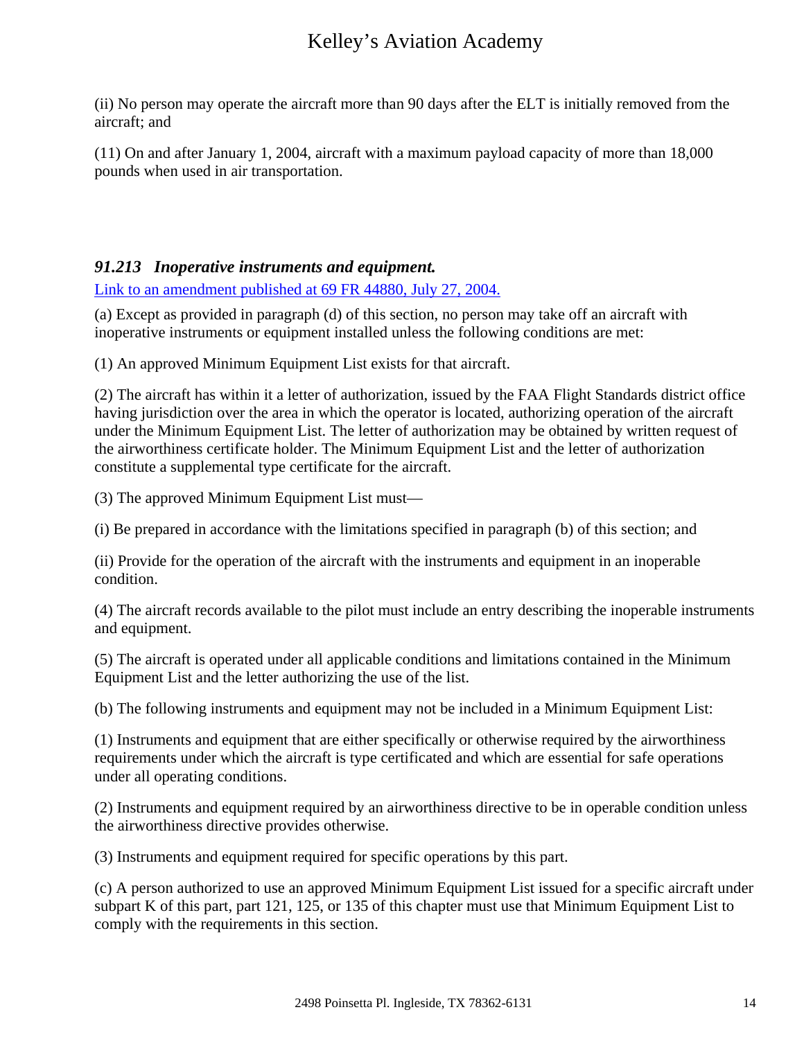(ii) No person may operate the aircraft more than 90 days after the ELT is initially removed from the aircraft; and

(11) On and after January 1, 2004, aircraft with a maximum payload capacity of more than 18,000 pounds when used in air transportation.

### *91.213 Inoperative instruments and equipment.*

Link to an amendment published at 69 FR 44880, July 27, 2004.

(a) Except as provided in paragraph (d) of this section, no person may take off an aircraft with inoperative instruments or equipment installed unless the following conditions are met:

(1) An approved Minimum Equipment List exists for that aircraft.

(2) The aircraft has within it a letter of authorization, issued by the FAA Flight Standards district office having jurisdiction over the area in which the operator is located, authorizing operation of the aircraft under the Minimum Equipment List. The letter of authorization may be obtained by written request of the airworthiness certificate holder. The Minimum Equipment List and the letter of authorization constitute a supplemental type certificate for the aircraft.

(3) The approved Minimum Equipment List must—

(i) Be prepared in accordance with the limitations specified in paragraph (b) of this section; and

(ii) Provide for the operation of the aircraft with the instruments and equipment in an inoperable condition.

(4) The aircraft records available to the pilot must include an entry describing the inoperable instruments and equipment.

(5) The aircraft is operated under all applicable conditions and limitations contained in the Minimum Equipment List and the letter authorizing the use of the list.

(b) The following instruments and equipment may not be included in a Minimum Equipment List:

(1) Instruments and equipment that are either specifically or otherwise required by the airworthiness requirements under which the aircraft is type certificated and which are essential for safe operations under all operating conditions.

(2) Instruments and equipment required by an airworthiness directive to be in operable condition unless the airworthiness directive provides otherwise.

(3) Instruments and equipment required for specific operations by this part.

(c) A person authorized to use an approved Minimum Equipment List issued for a specific aircraft under subpart K of this part, part 121, 125, or 135 of this chapter must use that Minimum Equipment List to comply with the requirements in this section.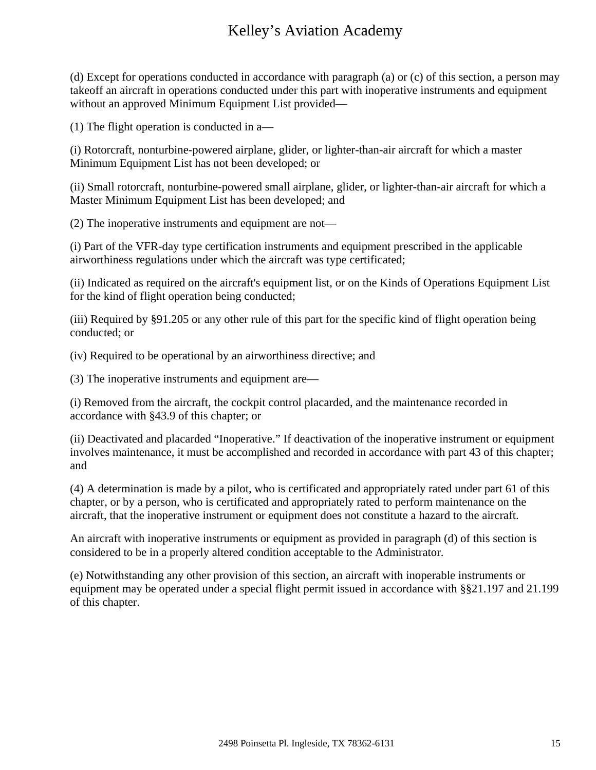(d) Except for operations conducted in accordance with paragraph (a) or (c) of this section, a person may takeoff an aircraft in operations conducted under this part with inoperative instruments and equipment without an approved Minimum Equipment List provided—

(1) The flight operation is conducted in a—

(i) Rotorcraft, nonturbine-powered airplane, glider, or lighter-than-air aircraft for which a master Minimum Equipment List has not been developed; or

(ii) Small rotorcraft, nonturbine-powered small airplane, glider, or lighter-than-air aircraft for which a Master Minimum Equipment List has been developed; and

(2) The inoperative instruments and equipment are not—

(i) Part of the VFR-day type certification instruments and equipment prescribed in the applicable airworthiness regulations under which the aircraft was type certificated;

(ii) Indicated as required on the aircraft's equipment list, or on the Kinds of Operations Equipment List for the kind of flight operation being conducted;

(iii) Required by §91.205 or any other rule of this part for the specific kind of flight operation being conducted; or

(iv) Required to be operational by an airworthiness directive; and

(3) The inoperative instruments and equipment are—

(i) Removed from the aircraft, the cockpit control placarded, and the maintenance recorded in accordance with §43.9 of this chapter; or

(ii) Deactivated and placarded "Inoperative." If deactivation of the inoperative instrument or equipment involves maintenance, it must be accomplished and recorded in accordance with part 43 of this chapter; and

(4) A determination is made by a pilot, who is certificated and appropriately rated under part 61 of this chapter, or by a person, who is certificated and appropriately rated to perform maintenance on the aircraft, that the inoperative instrument or equipment does not constitute a hazard to the aircraft.

An aircraft with inoperative instruments or equipment as provided in paragraph (d) of this section is considered to be in a properly altered condition acceptable to the Administrator.

(e) Notwithstanding any other provision of this section, an aircraft with inoperable instruments or equipment may be operated under a special flight permit issued in accordance with §§21.197 and 21.199 of this chapter.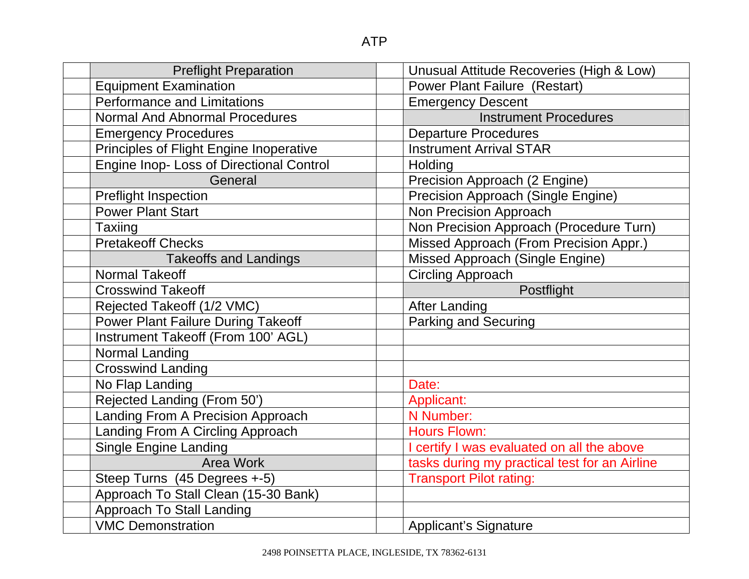# ATP

| | | | |
|---|---|---|---|
| | Preflight Preparation | | Unusual Attitude Recoveries (High & Low) |
| | Equipment Examination | | Power Plant Failure (Restart) |
| | Performance and Limitations | | Emergency Descent |
| | Normal And Abnormal Procedures | | Instrument Procedures |
| | Emergency Procedures | | Departure Procedures |
| | Principles of Flight Engine Inoperative | | Instrument Arrival STAR |
| | Engine Inop- Loss of Directional Control | | Holding |
| | General | | Precision Approach (2 Engine) |
| | Preflight Inspection | | Precision Approach (Single Engine) |
| | Power Plant Start | | Non Precision Approach |
| | Taxiing | | Non Precision Approach (Procedure Turn) |
| | Pretakeoff Checks | | Missed Approach (From Precision Appr.) |
| | Takeoffs and Landings | | Missed Approach (Single Engine) |
| | Normal Takeoff | | Circling Approach |
| | Crosswind Takeoff | | Postflight |
| | Rejected Takeoff (1/2 VMC) | | After Landing |
| | Power Plant Failure During Takeoff | | Parking and Securing |
| | Instrument Takeoff (From 100' AGL) | | |
| | Normal Landing | | |
| | Crosswind Landing | | |
| | No Flap Landing | | Date: |
| | Rejected Landing (From 50') | | Applicant: |
| | Landing From A Precision Approach | | N Number: |
| | Landing From A Circling Approach | | Hours Flown: |
| | Single Engine Landing | | I certify I was evaluated on all the above |
| | Area Work | | tasks during my practical test for an Airline |
| | Steep Turns (45 Degrees +-5) | | Transport Pilot rating: |
| | Approach To Stall Clean (15-30 Bank) | | |
| | Approach To Stall Landing | | |
| | VMC Demonstration | | Applicant's Signature |

2498 POINSETTA PLACE, INGLESIDE, TX 78362-6131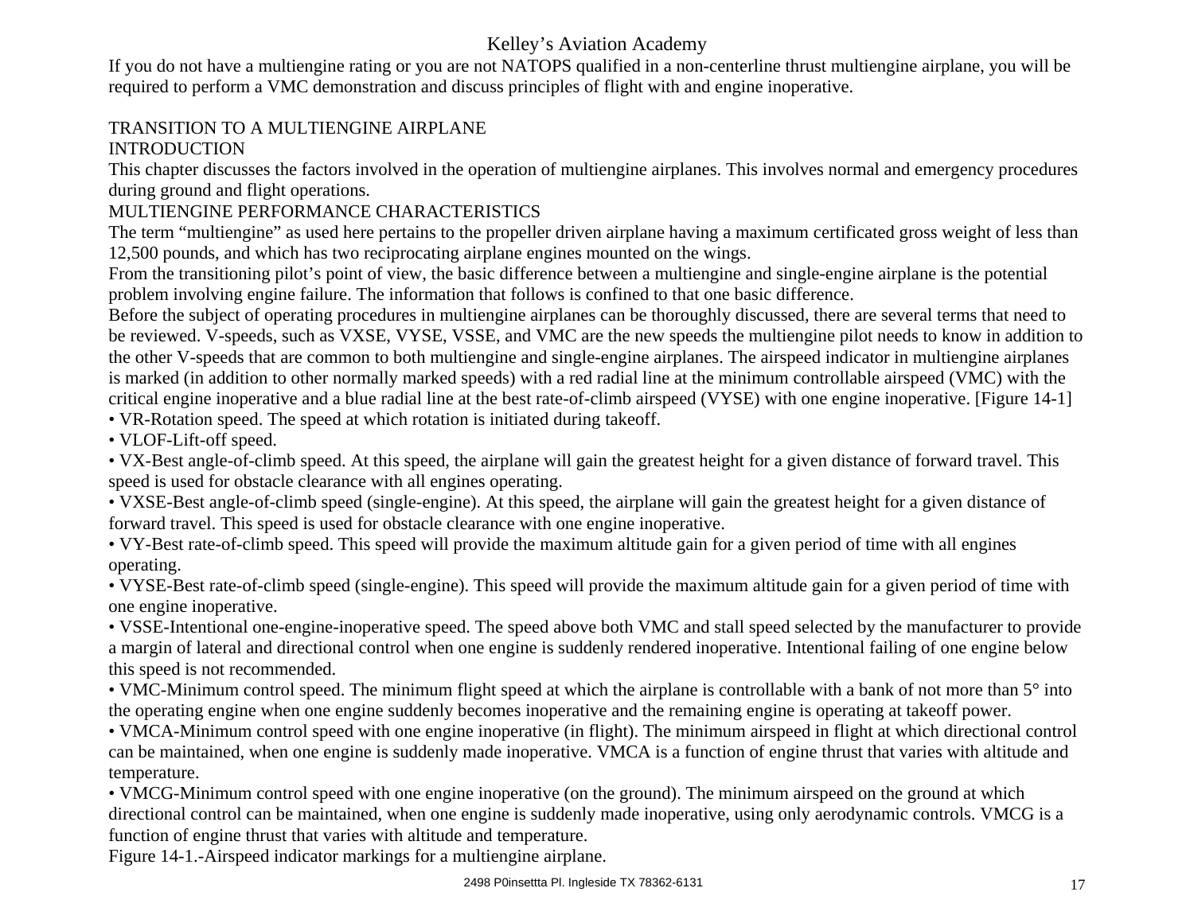If you do not have a multiengine rating or you are not NATOPS qualified in a non-centerline thrust multiengine airplane, you will be required to perform a VMC demonstration and discuss principles of flight with and engine inoperative.

## TRANSITION TO A MULTIENGINE AIRPLANE

### INTRODUCTION

This chapter discusses the factors involved in the operation of multiengine airplanes. This involves normal and emergency procedures during ground and flight operations.

### MULTIENGINE PERFORMANCE CHARACTERISTICS

The term "multiengine" as used here pertains to the propeller driven airplane having a maximum certificated gross weight of less than 12,500 pounds, and which has two reciprocating airplane engines mounted on the wings.

From the transitioning pilot's point of view, the basic difference between a multiengine and single-engine airplane is the potential problem involving engine failure. The information that follows is confined to that one basic difference.

Before the subject of operating procedures in multiengine airplanes can be thoroughly discussed, there are several terms that need to be reviewed. V-speeds, such as VXSE, VYSE, VSSE, and VMC are the new speeds the multiengine pilot needs to know in addition to the other V-speeds that are common to both multiengine and single-engine airplanes. The airspeed indicator in multiengine airplanes is marked (in addition to other normally marked speeds) with a red radial line at the minimum controllable airspeed (VMC) with the critical engine inoperative and a blue radial line at the best rate-of-climb airspeed (VYSE) with one engine inoperative. [Figure 14-1]

- VR-Rotation speed. The speed at which rotation is initiated during takeoff.
- VLOF-Lift-off speed.
- VX-Best angle-of-climb speed. At this speed, the airplane will gain the greatest height for a given distance of forward travel. This speed is used for obstacle clearance with all engines operating.
- VXSE-Best angle-of-climb speed (single-engine). At this speed, the airplane will gain the greatest height for a given distance of forward travel. This speed is used for obstacle clearance with one engine inoperative.
- VY-Best rate-of-climb speed. This speed will provide the maximum altitude gain for a given period of time with all engines operating.
- VYSE-Best rate-of-climb speed (single-engine). This speed will provide the maximum altitude gain for a given period of time with one engine inoperative.
- VSSE-Intentional one-engine-inoperative speed. The speed above both VMC and stall speed selected by the manufacturer to provide a margin of lateral and directional control when one engine is suddenly rendered inoperative. Intentional failing of one engine below this speed is not recommended.
- VMC-Minimum control speed. The minimum flight speed at which the airplane is controllable with a bank of not more than 5° into the operating engine when one engine suddenly becomes inoperative and the remaining engine is operating at takeoff power.
- VMCA-Minimum control speed with one engine inoperative (in flight). The minimum airspeed in flight at which directional control can be maintained, when one engine is suddenly made inoperative. VMCA is a function of engine thrust that varies with altitude and temperature.
- VMCG-Minimum control speed with one engine inoperative (on the ground). The minimum airspeed on the ground at which directional control can be maintained, when one engine is suddenly made inoperative, using only aerodynamic controls. VMCG is a function of engine thrust that varies with altitude and temperature.

Figure 14-1.-Airspeed indicator markings for a multiengine airplane.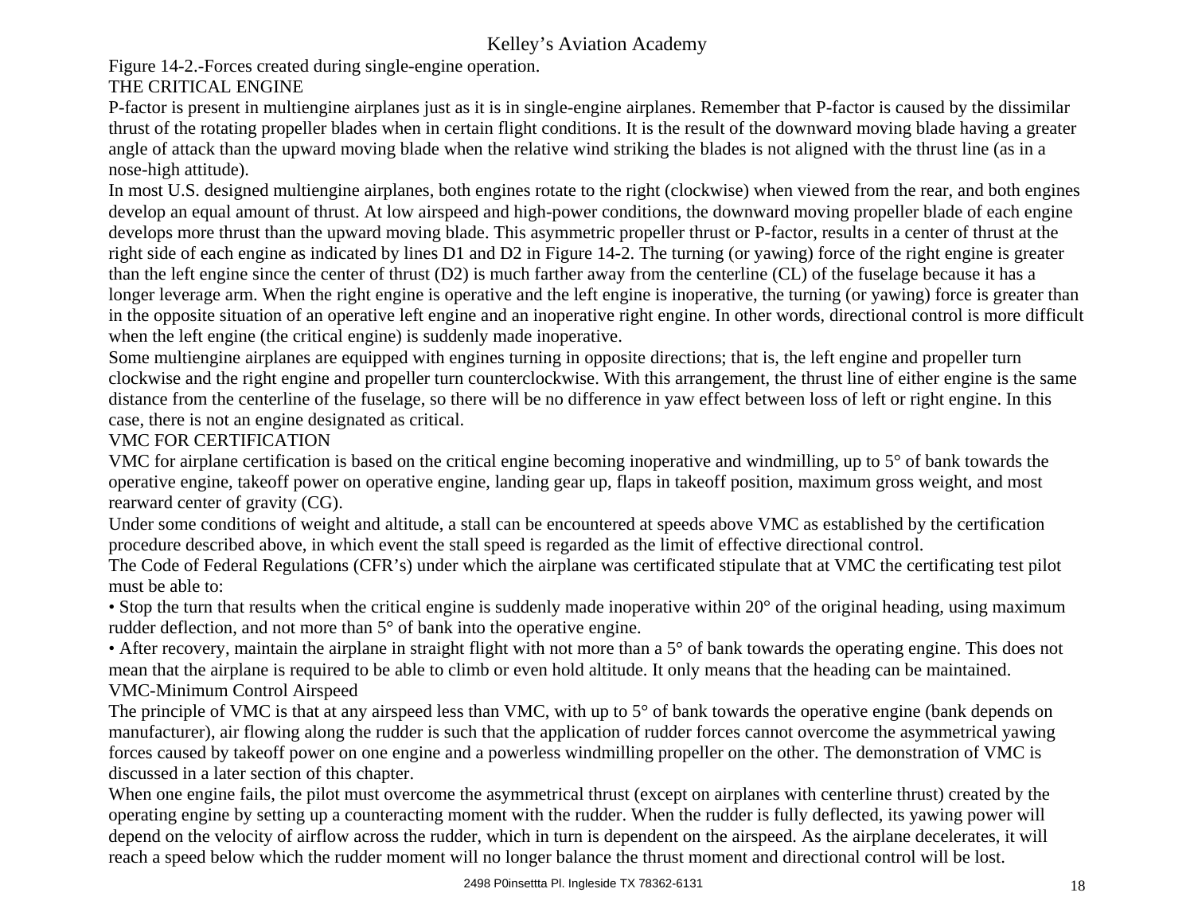Figure 14-2.-Forces created during single-engine operation.

## THE CRITICAL ENGINE

P-factor is present in multiengine airplanes just as it is in single-engine airplanes. Remember that P-factor is caused by the dissimilar thrust of the rotating propeller blades when in certain flight conditions. It is the result of the downward moving blade having a greater angle of attack than the upward moving blade when the relative wind striking the blades is not aligned with the thrust line (as in a nose-high attitude).

In most U.S. designed multiengine airplanes, both engines rotate to the right (clockwise) when viewed from the rear, and both engines develop an equal amount of thrust. At low airspeed and high-power conditions, the downward moving propeller blade of each engine develops more thrust than the upward moving blade. This asymmetric propeller thrust or P-factor, results in a center of thrust at the right side of each engine as indicated by lines D1 and D2 in Figure 14-2. The turning (or yawing) force of the right engine is greater than the left engine since the center of thrust (D2) is much farther away from the centerline (CL) of the fuselage because it has a longer leverage arm. When the right engine is operative and the left engine is inoperative, the turning (or yawing) force is greater than in the opposite situation of an operative left engine and an inoperative right engine. In other words, directional control is more difficult when the left engine (the critical engine) is suddenly made inoperative.

Some multiengine airplanes are equipped with engines turning in opposite directions; that is, the left engine and propeller turn clockwise and the right engine and propeller turn counterclockwise. With this arrangement, the thrust line of either engine is the same distance from the centerline of the fuselage, so there will be no difference in yaw effect between loss of left or right engine. In this case, there is not an engine designated as critical.

## VMC FOR CERTIFICATION

VMC for airplane certification is based on the critical engine becoming inoperative and windmilling, up to 5° of bank towards the operative engine, takeoff power on operative engine, landing gear up, flaps in takeoff position, maximum gross weight, and most rearward center of gravity (CG).

Under some conditions of weight and altitude, a stall can be encountered at speeds above VMC as established by the certification procedure described above, in which event the stall speed is regarded as the limit of effective directional control.

The Code of Federal Regulations (CFR's) under which the airplane was certificated stipulate that at VMC the certificating test pilot must be able to:

- Stop the turn that results when the critical engine is suddenly made inoperative within 20° of the original heading, using maximum rudder deflection, and not more than 5° of bank into the operative engine.
- After recovery, maintain the airplane in straight flight with not more than a 5° of bank towards the operating engine. This does not mean that the airplane is required to be able to climb or even hold altitude. It only means that the heading can be maintained.

## VMC-Minimum Control Airspeed

The principle of VMC is that at any airspeed less than VMC, with up to 5° of bank towards the operative engine (bank depends on manufacturer), air flowing along the rudder is such that the application of rudder forces cannot overcome the asymmetrical yawing forces caused by takeoff power on one engine and a powerless windmilling propeller on the other. The demonstration of VMC is discussed in a later section of this chapter.

When one engine fails, the pilot must overcome the asymmetrical thrust (except on airplanes with centerline thrust) created by the operating engine by setting up a counteracting moment with the rudder. When the rudder is fully deflected, its yawing power will depend on the velocity of airflow across the rudder, which in turn is dependent on the airspeed. As the airplane decelerates, it will reach a speed below which the rudder moment will no longer balance the thrust moment and directional control will be lost.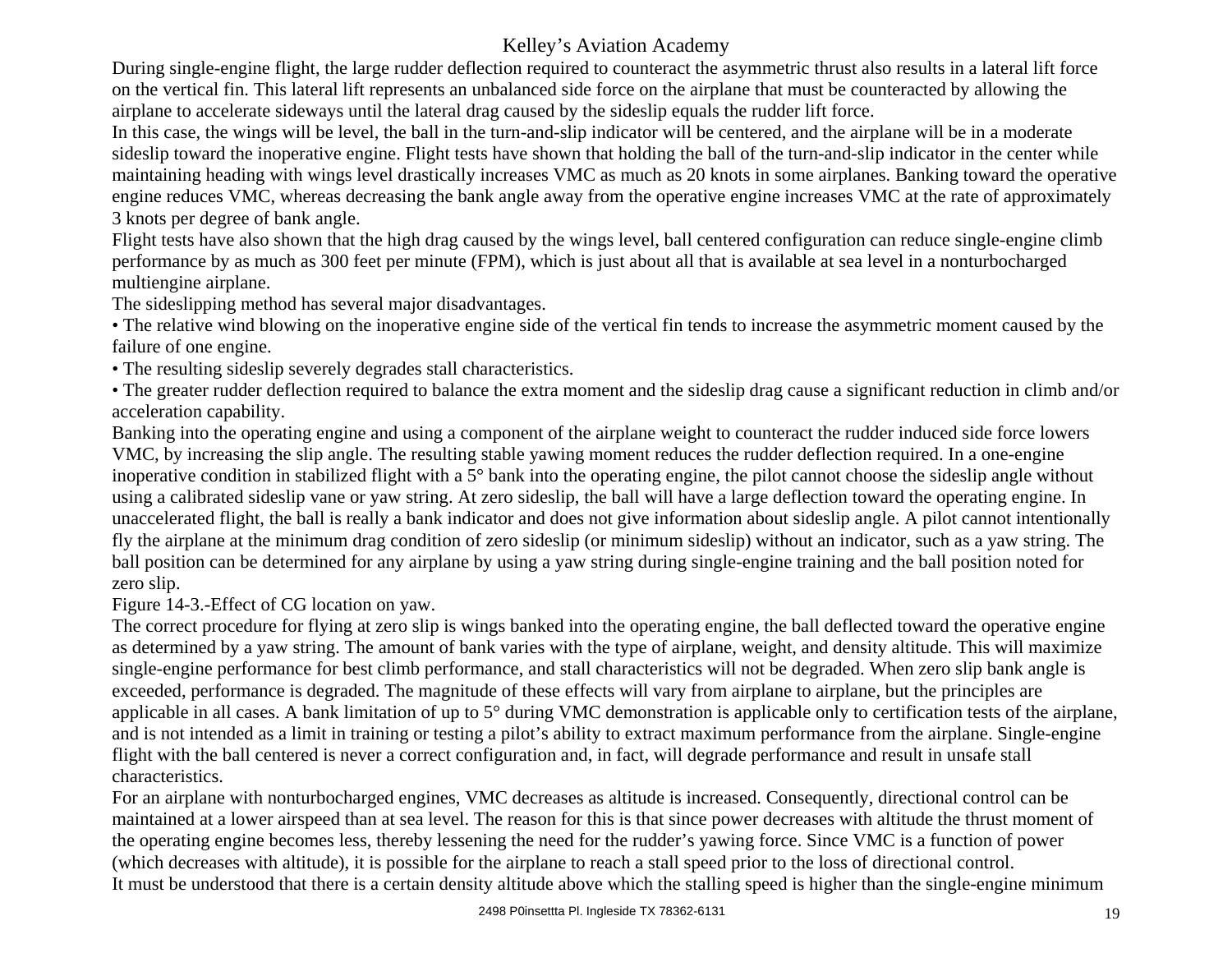During single-engine flight, the large rudder deflection required to counteract the asymmetric thrust also results in a lateral lift force on the vertical fin. This lateral lift represents an unbalanced side force on the airplane that must be counteracted by allowing the airplane to accelerate sideways until the lateral drag caused by the sideslip equals the rudder lift force.

In this case, the wings will be level, the ball in the turn-and-slip indicator will be centered, and the airplane will be in a moderate sideslip toward the inoperative engine. Flight tests have shown that holding the ball of the turn-and-slip indicator in the center while maintaining heading with wings level drastically increases VMC as much as 20 knots in some airplanes. Banking toward the operative engine reduces VMC, whereas decreasing the bank angle away from the operative engine increases VMC at the rate of approximately 3 knots per degree of bank angle.

Flight tests have also shown that the high drag caused by the wings level, ball centered configuration can reduce single-engine climb performance by as much as 300 feet per minute (FPM), which is just about all that is available at sea level in a nonturbocharged multiengine airplane.

The sideslipping method has several major disadvantages.

- The relative wind blowing on the inoperative engine side of the vertical fin tends to increase the asymmetric moment caused by the failure of one engine.
- The resulting sideslip severely degrades stall characteristics.
- The greater rudder deflection required to balance the extra moment and the sideslip drag cause a significant reduction in climb and/or acceleration capability.

Banking into the operating engine and using a component of the airplane weight to counteract the rudder induced side force lowers VMC, by increasing the slip angle. The resulting stable yawing moment reduces the rudder deflection required. In a one-engine inoperative condition in stabilized flight with a 5° bank into the operating engine, the pilot cannot choose the sideslip angle without using a calibrated sideslip vane or yaw string. At zero sideslip, the ball will have a large deflection toward the operating engine. In unaccelerated flight, the ball is really a bank indicator and does not give information about sideslip angle. A pilot cannot intentionally fly the airplane at the minimum drag condition of zero sideslip (or minimum sideslip) without an indicator, such as a yaw string. The ball position can be determined for any airplane by using a yaw string during single-engine training and the ball position noted for zero slip.

Figure 14-3.-Effect of CG location on yaw.

The correct procedure for flying at zero slip is wings banked into the operating engine, the ball deflected toward the operative engine as determined by a yaw string. The amount of bank varies with the type of airplane, weight, and density altitude. This will maximize single-engine performance for best climb performance, and stall characteristics will not be degraded. When zero slip bank angle is exceeded, performance is degraded. The magnitude of these effects will vary from airplane to airplane, but the principles are applicable in all cases. A bank limitation of up to 5° during VMC demonstration is applicable only to certification tests of the airplane, and is not intended as a limit in training or testing a pilot's ability to extract maximum performance from the airplane. Single-engine flight with the ball centered is never a correct configuration and, in fact, will degrade performance and result in unsafe stall characteristics.

For an airplane with nonturbocharged engines, VMC decreases as altitude is increased. Consequently, directional control can be maintained at a lower airspeed than at sea level. The reason for this is that since power decreases with altitude the thrust moment of the operating engine becomes less, thereby lessening the need for the rudder's yawing force. Since VMC is a function of power (which decreases with altitude), it is possible for the airplane to reach a stall speed prior to the loss of directional control.

It must be understood that there is a certain density altitude above which the stalling speed is higher than the single-engine minimum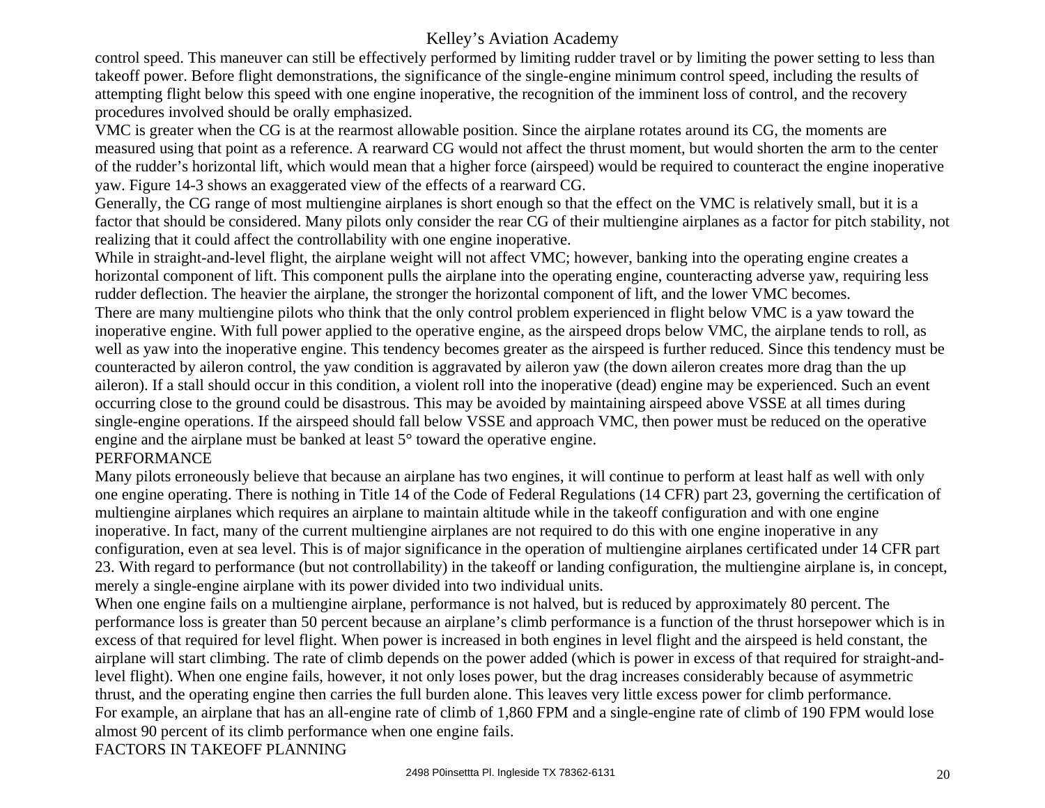control speed. This maneuver can still be effectively performed by limiting rudder travel or by limiting the power setting to less than takeoff power. Before flight demonstrations, the significance of the single-engine minimum control speed, including the results of attempting flight below this speed with one engine inoperative, the recognition of the imminent loss of control, and the recovery procedures involved should be orally emphasized.

VMC is greater when the CG is at the rearmost allowable position. Since the airplane rotates around its CG, the moments are measured using that point as a reference. A rearward CG would not affect the thrust moment, but would shorten the arm to the center of the rudder's horizontal lift, which would mean that a higher force (airspeed) would be required to counteract the engine inoperative yaw. Figure 14-3 shows an exaggerated view of the effects of a rearward CG.

Generally, the CG range of most multiengine airplanes is short enough so that the effect on the VMC is relatively small, but it is a factor that should be considered. Many pilots only consider the rear CG of their multiengine airplanes as a factor for pitch stability, not realizing that it could affect the controllability with one engine inoperative.

While in straight-and-level flight, the airplane weight will not affect VMC; however, banking into the operating engine creates a horizontal component of lift. This component pulls the airplane into the operating engine, counteracting adverse yaw, requiring less rudder deflection. The heavier the airplane, the stronger the horizontal component of lift, and the lower VMC becomes.

There are many multiengine pilots who think that the only control problem experienced in flight below VMC is a yaw toward the inoperative engine. With full power applied to the operative engine, as the airspeed drops below VMC, the airplane tends to roll, as well as yaw into the inoperative engine. This tendency becomes greater as the airspeed is further reduced. Since this tendency must be counteracted by aileron control, the yaw condition is aggravated by aileron yaw (the down aileron creates more drag than the up aileron). If a stall should occur in this condition, a violent roll into the inoperative (dead) engine may be experienced. Such an event occurring close to the ground could be disastrous. This may be avoided by maintaining airspeed above VSSE at all times during single-engine operations. If the airspeed should fall below VSSE and approach VMC, then power must be reduced on the operative engine and the airplane must be banked at least 5° toward the operative engine.

## PERFORMANCE

Many pilots erroneously believe that because an airplane has two engines, it will continue to perform at least half as well with only one engine operating. There is nothing in Title 14 of the Code of Federal Regulations (14 CFR) part 23, governing the certification of multiengine airplanes which requires an airplane to maintain altitude while in the takeoff configuration and with one engine inoperative. In fact, many of the current multiengine airplanes are not required to do this with one engine inoperative in any configuration, even at sea level. This is of major significance in the operation of multiengine airplanes certificated under 14 CFR part 23. With regard to performance (but not controllability) in the takeoff or landing configuration, the multiengine airplane is, in concept, merely a single-engine airplane with its power divided into two individual units.

When one engine fails on a multiengine airplane, performance is not halved, but is reduced by approximately 80 percent. The performance loss is greater than 50 percent because an airplane's climb performance is a function of the thrust horsepower which is in excess of that required for level flight. When power is increased in both engines in level flight and the airspeed is held constant, the airplane will start climbing. The rate of climb depends on the power added (which is power in excess of that required for straight-and-level flight). When one engine fails, however, it not only loses power, but the drag increases considerably because of asymmetric thrust, and the operating engine then carries the full burden alone. This leaves very little excess power for climb performance.

For example, an airplane that has an all-engine rate of climb of 1,860 FPM and a single-engine rate of climb of 190 FPM would lose almost 90 percent of its climb performance when one engine fails.

## FACTORS IN TAKEOFF PLANNING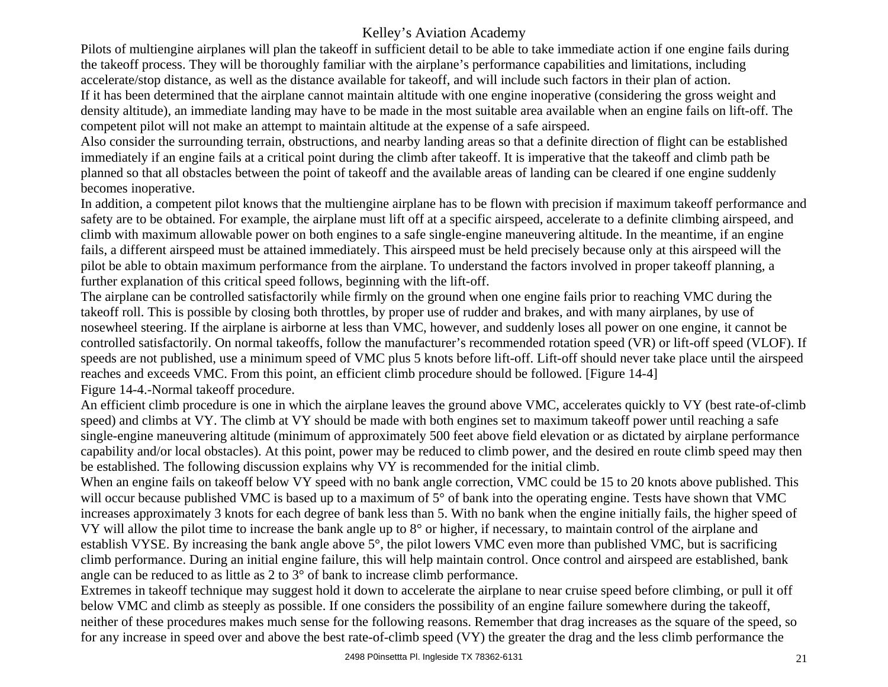Pilots of multiengine airplanes will plan the takeoff in sufficient detail to be able to take immediate action if one engine fails during the takeoff process. They will be thoroughly familiar with the airplane's performance capabilities and limitations, including accelerate/stop distance, as well as the distance available for takeoff, and will include such factors in their plan of action.

If it has been determined that the airplane cannot maintain altitude with one engine inoperative (considering the gross weight and density altitude), an immediate landing may have to be made in the most suitable area available when an engine fails on lift-off. The competent pilot will not make an attempt to maintain altitude at the expense of a safe airspeed.

Also consider the surrounding terrain, obstructions, and nearby landing areas so that a definite direction of flight can be established immediately if an engine fails at a critical point during the climb after takeoff. It is imperative that the takeoff and climb path be planned so that all obstacles between the point of takeoff and the available areas of landing can be cleared if one engine suddenly becomes inoperative.

In addition, a competent pilot knows that the multiengine airplane has to be flown with precision if maximum takeoff performance and safety are to be obtained. For example, the airplane must lift off at a specific airspeed, accelerate to a definite climbing airspeed, and climb with maximum allowable power on both engines to a safe single-engine maneuvering altitude. In the meantime, if an engine fails, a different airspeed must be attained immediately. This airspeed must be held precisely because only at this airspeed will the pilot be able to obtain maximum performance from the airplane. To understand the factors involved in proper takeoff planning, a further explanation of this critical speed follows, beginning with the lift-off.

The airplane can be controlled satisfactorily while firmly on the ground when one engine fails prior to reaching VMC during the takeoff roll. This is possible by closing both throttles, by proper use of rudder and brakes, and with many airplanes, by use of nosewheel steering. If the airplane is airborne at less than VMC, however, and suddenly loses all power on one engine, it cannot be controlled satisfactorily. On normal takeoffs, follow the manufacturer's recommended rotation speed (VR) or lift-off speed (VLOF). If speeds are not published, use a minimum speed of VMC plus 5 knots before lift-off. Lift-off should never take place until the airspeed reaches and exceeds VMC. From this point, an efficient climb procedure should be followed. [Figure 14-4]

Figure 14-4.-Normal takeoff procedure.

An efficient climb procedure is one in which the airplane leaves the ground above VMC, accelerates quickly to VY (best rate-of-climb speed) and climbs at VY. The climb at VY should be made with both engines set to maximum takeoff power until reaching a safe single-engine maneuvering altitude (minimum of approximately 500 feet above field elevation or as dictated by airplane performance capability and/or local obstacles). At this point, power may be reduced to climb power, and the desired en route climb speed may then be established. The following discussion explains why VY is recommended for the initial climb.

When an engine fails on takeoff below VY speed with no bank angle correction, VMC could be 15 to 20 knots above published. This will occur because published VMC is based up to a maximum of 5° of bank into the operating engine. Tests have shown that VMC increases approximately 3 knots for each degree of bank less than 5. With no bank when the engine initially fails, the higher speed of VY will allow the pilot time to increase the bank angle up to 8° or higher, if necessary, to maintain control of the airplane and establish VYSE. By increasing the bank angle above 5°, the pilot lowers VMC even more than published VMC, but is sacrificing climb performance. During an initial engine failure, this will help maintain control. Once control and airspeed are established, bank angle can be reduced to as little as 2 to 3° of bank to increase climb performance.

Extremes in takeoff technique may suggest hold it down to accelerate the airplane to near cruise speed before climbing, or pull it off below VMC and climb as steeply as possible. If one considers the possibility of an engine failure somewhere during the takeoff, neither of these procedures makes much sense for the following reasons. Remember that drag increases as the square of the speed, so for any increase in speed over and above the best rate-of-climb speed (VY) the greater the drag and the less climb performance the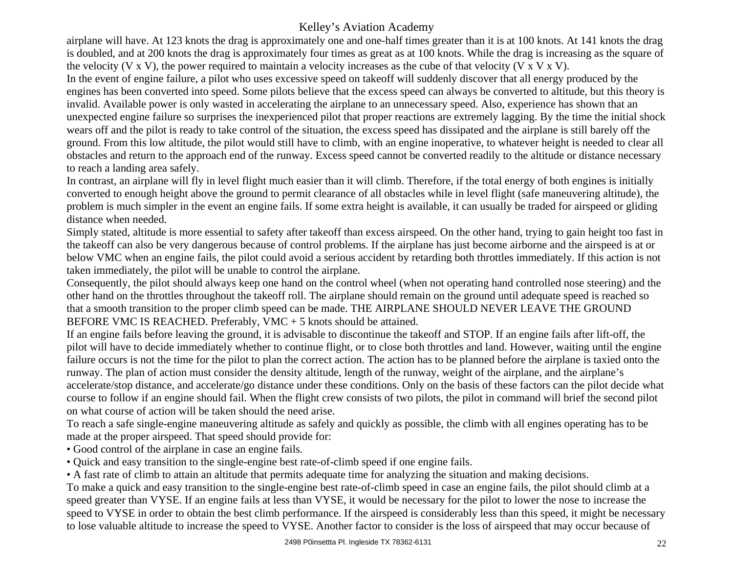airplane will have. At 123 knots the drag is approximately one and one-half times greater than it is at 100 knots. At 141 knots the drag is doubled, and at 200 knots the drag is approximately four times as great as at 100 knots. While the drag is increasing as the square of the velocity (V x V), the power required to maintain a velocity increases as the cube of that velocity (V x V x V).

In the event of engine failure, a pilot who uses excessive speed on takeoff will suddenly discover that all energy produced by the engines has been converted into speed. Some pilots believe that the excess speed can always be converted to altitude, but this theory is invalid. Available power is only wasted in accelerating the airplane to an unnecessary speed. Also, experience has shown that an unexpected engine failure so surprises the inexperienced pilot that proper reactions are extremely lagging. By the time the initial shock wears off and the pilot is ready to take control of the situation, the excess speed has dissipated and the airplane is still barely off the ground. From this low altitude, the pilot would still have to climb, with an engine inoperative, to whatever height is needed to clear all obstacles and return to the approach end of the runway. Excess speed cannot be converted readily to the altitude or distance necessary to reach a landing area safely.

In contrast, an airplane will fly in level flight much easier than it will climb. Therefore, if the total energy of both engines is initially converted to enough height above the ground to permit clearance of all obstacles while in level flight (safe maneuvering altitude), the problem is much simpler in the event an engine fails. If some extra height is available, it can usually be traded for airspeed or gliding distance when needed.

Simply stated, altitude is more essential to safety after takeoff than excess airspeed. On the other hand, trying to gain height too fast in the takeoff can also be very dangerous because of control problems. If the airplane has just become airborne and the airspeed is at or below VMC when an engine fails, the pilot could avoid a serious accident by retarding both throttles immediately. If this action is not taken immediately, the pilot will be unable to control the airplane.

Consequently, the pilot should always keep one hand on the control wheel (when not operating hand controlled nose steering) and the other hand on the throttles throughout the takeoff roll. The airplane should remain on the ground until adequate speed is reached so that a smooth transition to the proper climb speed can be made. THE AIRPLANE SHOULD NEVER LEAVE THE GROUND BEFORE VMC IS REACHED. Preferably, VMC + 5 knots should be attained.

If an engine fails before leaving the ground, it is advisable to discontinue the takeoff and STOP. If an engine fails after lift-off, the pilot will have to decide immediately whether to continue flight, or to close both throttles and land. However, waiting until the engine failure occurs is not the time for the pilot to plan the correct action. The action has to be planned before the airplane is taxied onto the runway. The plan of action must consider the density altitude, length of the runway, weight of the airplane, and the airplane's accelerate/stop distance, and accelerate/go distance under these conditions. Only on the basis of these factors can the pilot decide what course to follow if an engine should fail. When the flight crew consists of two pilots, the pilot in command will brief the second pilot on what course of action will be taken should the need arise.

To reach a safe single-engine maneuvering altitude as safely and quickly as possible, the climb with all engines operating has to be made at the proper airspeed. That speed should provide for:

- Good control of the airplane in case an engine fails.
- Quick and easy transition to the single-engine best rate-of-climb speed if one engine fails.
- A fast rate of climb to attain an altitude that permits adequate time for analyzing the situation and making decisions.

To make a quick and easy transition to the single-engine best rate-of-climb speed in case an engine fails, the pilot should climb at a speed greater than VYSE. If an engine fails at less than VYSE, it would be necessary for the pilot to lower the nose to increase the speed to VYSE in order to obtain the best climb performance. If the airspeed is considerably less than this speed, it might be necessary to lose valuable altitude to increase the speed to VYSE. Another factor to consider is the loss of airspeed that may occur because of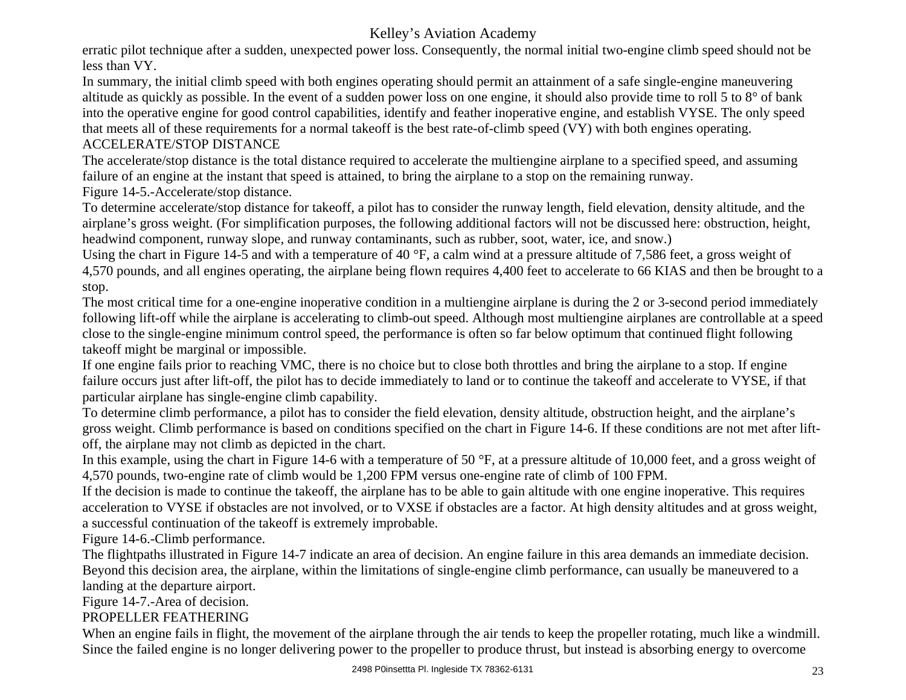erratic pilot technique after a sudden, unexpected power loss. Consequently, the normal initial two-engine climb speed should not be less than VY.

In summary, the initial climb speed with both engines operating should permit an attainment of a safe single-engine maneuvering altitude as quickly as possible. In the event of a sudden power loss on one engine, it should also provide time to roll 5 to 8° of bank into the operative engine for good control capabilities, identify and feather inoperative engine, and establish VYSE. The only speed that meets all of these requirements for a normal takeoff is the best rate-of-climb speed (VY) with both engines operating.

## ACCELERATE/STOP DISTANCE

The accelerate/stop distance is the total distance required to accelerate the multiengine airplane to a specified speed, and assuming failure of an engine at the instant that speed is attained, to bring the airplane to a stop on the remaining runway.

Figure 14-5.-Accelerate/stop distance.

To determine accelerate/stop distance for takeoff, a pilot has to consider the runway length, field elevation, density altitude, and the airplane's gross weight. (For simplification purposes, the following additional factors will not be discussed here: obstruction, height, headwind component, runway slope, and runway contaminants, such as rubber, soot, water, ice, and snow.)

Using the chart in Figure 14-5 and with a temperature of 40 °F, a calm wind at a pressure altitude of 7,586 feet, a gross weight of 4,570 pounds, and all engines operating, the airplane being flown requires 4,400 feet to accelerate to 66 KIAS and then be brought to a stop.

The most critical time for a one-engine inoperative condition in a multiengine airplane is during the 2 or 3-second period immediately following lift-off while the airplane is accelerating to climb-out speed. Although most multiengine airplanes are controllable at a speed close to the single-engine minimum control speed, the performance is often so far below optimum that continued flight following takeoff might be marginal or impossible.

If one engine fails prior to reaching VMC, there is no choice but to close both throttles and bring the airplane to a stop. If engine failure occurs just after lift-off, the pilot has to decide immediately to land or to continue the takeoff and accelerate to VYSE, if that particular airplane has single-engine climb capability.

To determine climb performance, a pilot has to consider the field elevation, density altitude, obstruction height, and the airplane's gross weight. Climb performance is based on conditions specified on the chart in Figure 14-6. If these conditions are not met after lift-off, the airplane may not climb as depicted in the chart.

In this example, using the chart in Figure 14-6 with a temperature of 50 °F, at a pressure altitude of 10,000 feet, and a gross weight of 4,570 pounds, two-engine rate of climb would be 1,200 FPM versus one-engine rate of climb of 100 FPM.

If the decision is made to continue the takeoff, the airplane has to be able to gain altitude with one engine inoperative. This requires acceleration to VYSE if obstacles are not involved, or to VXSE if obstacles are a factor. At high density altitudes and at gross weight, a successful continuation of the takeoff is extremely improbable.

Figure 14-6.-Climb performance.

The flightpaths illustrated in Figure 14-7 indicate an area of decision. An engine failure in this area demands an immediate decision. Beyond this decision area, the airplane, within the limitations of single-engine climb performance, can usually be maneuvered to a landing at the departure airport.

Figure 14-7.-Area of decision.

## PROPELLER FEATHERING

When an engine fails in flight, the movement of the airplane through the air tends to keep the propeller rotating, much like a windmill. Since the failed engine is no longer delivering power to the propeller to produce thrust, but instead is absorbing energy to overcome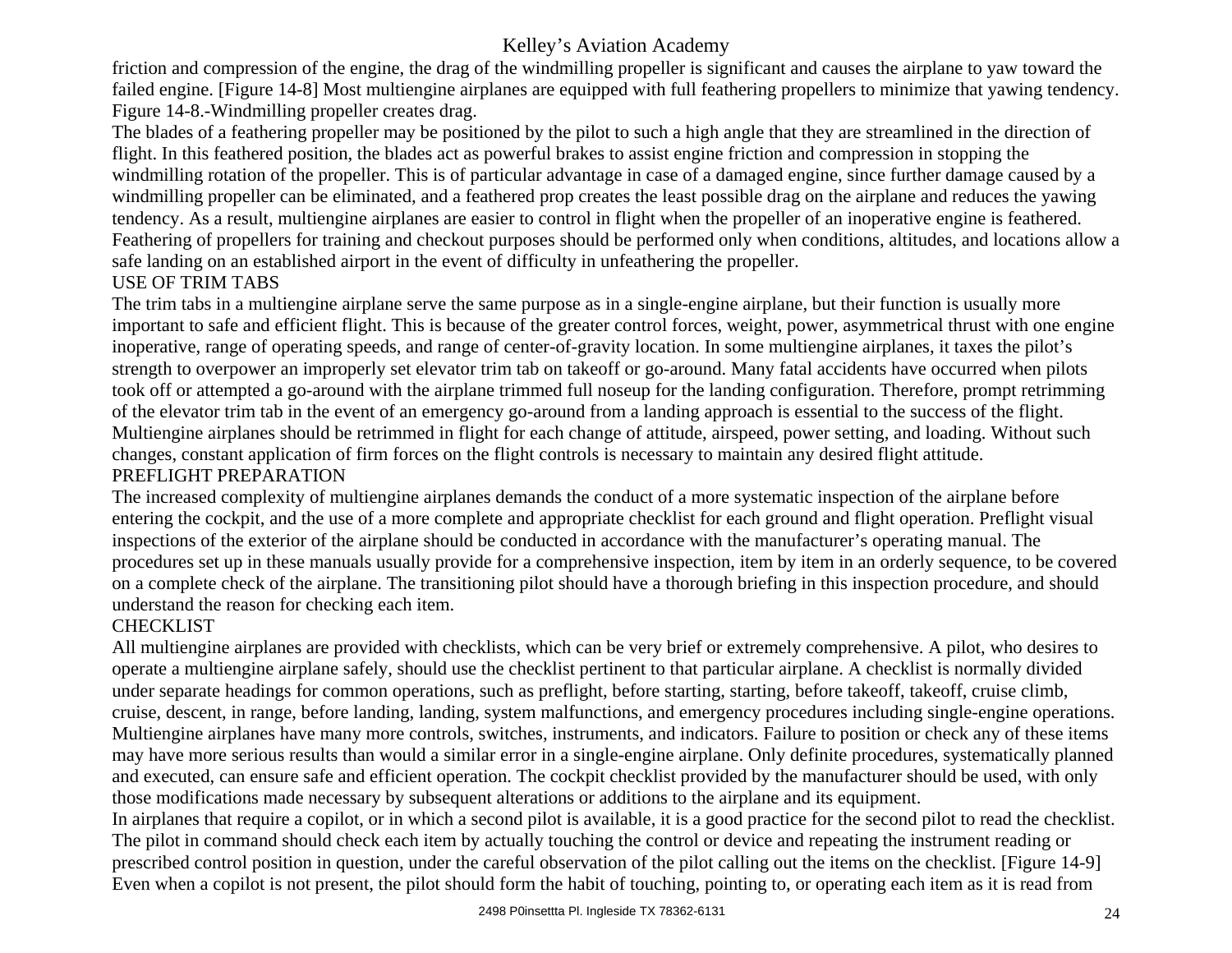friction and compression of the engine, the drag of the windmilling propeller is significant and causes the airplane to yaw toward the failed engine. [Figure 14-8] Most multiengine airplanes are equipped with full feathering propellers to minimize that yawing tendency.

Figure 14-8.-Windmilling propeller creates drag.

The blades of a feathering propeller may be positioned by the pilot to such a high angle that they are streamlined in the direction of flight. In this feathered position, the blades act as powerful brakes to assist engine friction and compression in stopping the windmilling rotation of the propeller. This is of particular advantage in case of a damaged engine, since further damage caused by a windmilling propeller can be eliminated, and a feathered prop creates the least possible drag on the airplane and reduces the yawing tendency. As a result, multiengine airplanes are easier to control in flight when the propeller of an inoperative engine is feathered. Feathering of propellers for training and checkout purposes should be performed only when conditions, altitudes, and locations allow a safe landing on an established airport in the event of difficulty in unfeathering the propeller.

## USE OF TRIM TABS

The trim tabs in a multiengine airplane serve the same purpose as in a single-engine airplane, but their function is usually more important to safe and efficient flight. This is because of the greater control forces, weight, power, asymmetrical thrust with one engine inoperative, range of operating speeds, and range of center-of-gravity location. In some multiengine airplanes, it taxes the pilot's strength to overpower an improperly set elevator trim tab on takeoff or go-around. Many fatal accidents have occurred when pilots took off or attempted a go-around with the airplane trimmed full noseup for the landing configuration. Therefore, prompt retrimming of the elevator trim tab in the event of an emergency go-around from a landing approach is essential to the success of the flight. Multiengine airplanes should be retrimmed in flight for each change of attitude, airspeed, power setting, and loading. Without such changes, constant application of firm forces on the flight controls is necessary to maintain any desired flight attitude.

## PREFLIGHT PREPARATION

The increased complexity of multiengine airplanes demands the conduct of a more systematic inspection of the airplane before entering the cockpit, and the use of a more complete and appropriate checklist for each ground and flight operation. Preflight visual inspections of the exterior of the airplane should be conducted in accordance with the manufacturer's operating manual. The procedures set up in these manuals usually provide for a comprehensive inspection, item by item in an orderly sequence, to be covered on a complete check of the airplane. The transitioning pilot should have a thorough briefing in this inspection procedure, and should understand the reason for checking each item.

## CHECKLIST

All multiengine airplanes are provided with checklists, which can be very brief or extremely comprehensive. A pilot, who desires to operate a multiengine airplane safely, should use the checklist pertinent to that particular airplane. A checklist is normally divided under separate headings for common operations, such as preflight, before starting, starting, before takeoff, takeoff, cruise climb, cruise, descent, in range, before landing, landing, system malfunctions, and emergency procedures including single-engine operations. Multiengine airplanes have many more controls, switches, instruments, and indicators. Failure to position or check any of these items may have more serious results than would a similar error in a single-engine airplane. Only definite procedures, systematically planned and executed, can ensure safe and efficient operation. The cockpit checklist provided by the manufacturer should be used, with only those modifications made necessary by subsequent alterations or additions to the airplane and its equipment.

In airplanes that require a copilot, or in which a second pilot is available, it is a good practice for the second pilot to read the checklist. The pilot in command should check each item by actually touching the control or device and repeating the instrument reading or prescribed control position in question, under the careful observation of the pilot calling out the items on the checklist. [Figure 14-9] Even when a copilot is not present, the pilot should form the habit of touching, pointing to, or operating each item as it is read from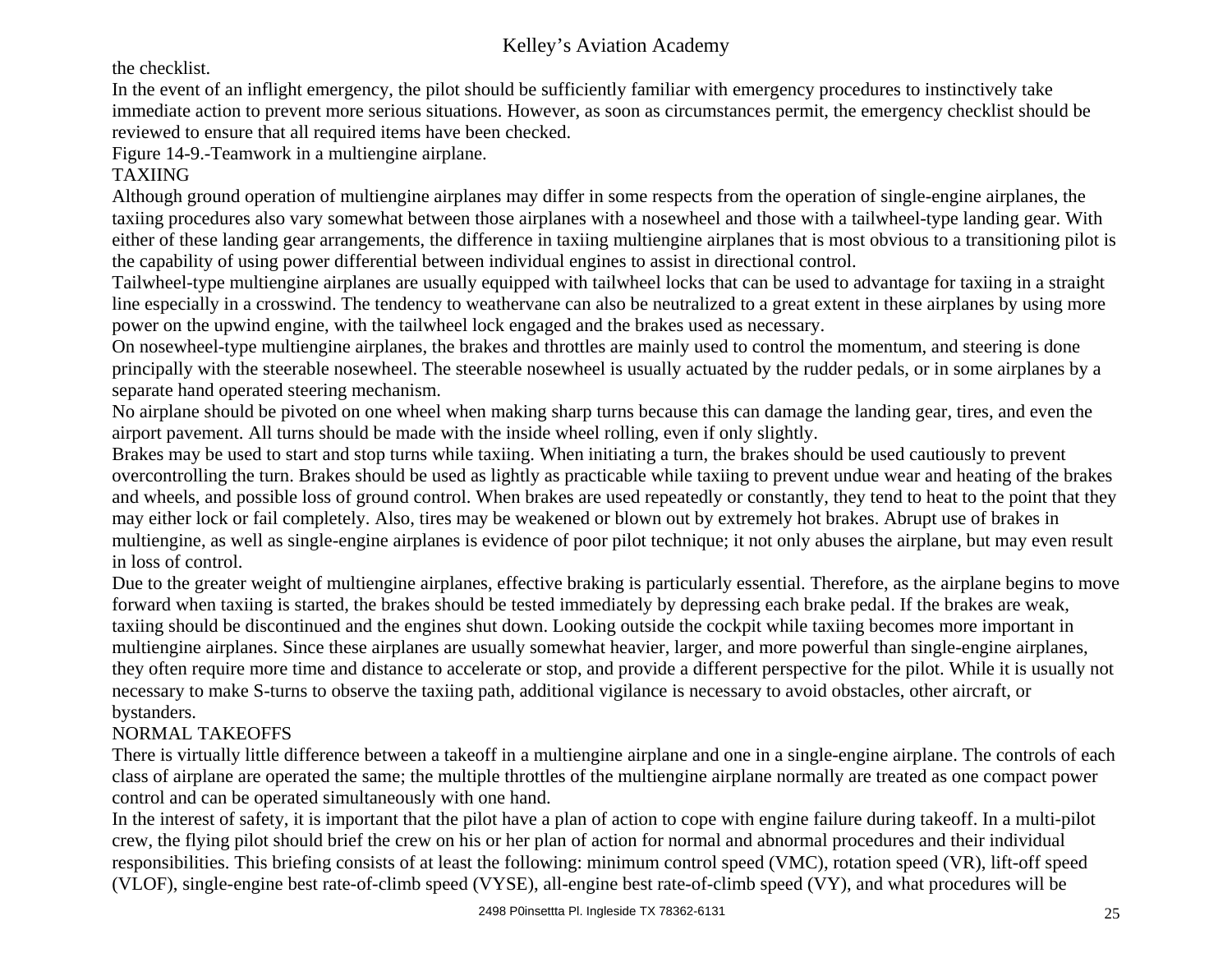the checklist.

In the event of an inflight emergency, the pilot should be sufficiently familiar with emergency procedures to instinctively take immediate action to prevent more serious situations. However, as soon as circumstances permit, the emergency checklist should be reviewed to ensure that all required items have been checked.

Figure 14-9.-Teamwork in a multiengine airplane.

## TAXIING

Although ground operation of multiengine airplanes may differ in some respects from the operation of single-engine airplanes, the taxiing procedures also vary somewhat between those airplanes with a nosewheel and those with a tailwheel-type landing gear. With either of these landing gear arrangements, the difference in taxiing multiengine airplanes that is most obvious to a transitioning pilot is the capability of using power differential between individual engines to assist in directional control.

Tailwheel-type multiengine airplanes are usually equipped with tailwheel locks that can be used to advantage for taxiing in a straight line especially in a crosswind. The tendency to weathervane can also be neutralized to a great extent in these airplanes by using more power on the upwind engine, with the tailwheel lock engaged and the brakes used as necessary.

On nosewheel-type multiengine airplanes, the brakes and throttles are mainly used to control the momentum, and steering is done principally with the steerable nosewheel. The steerable nosewheel is usually actuated by the rudder pedals, or in some airplanes by a separate hand operated steering mechanism.

No airplane should be pivoted on one wheel when making sharp turns because this can damage the landing gear, tires, and even the airport pavement. All turns should be made with the inside wheel rolling, even if only slightly.

Brakes may be used to start and stop turns while taxiing. When initiating a turn, the brakes should be used cautiously to prevent overcontrolling the turn. Brakes should be used as lightly as practicable while taxiing to prevent undue wear and heating of the brakes and wheels, and possible loss of ground control. When brakes are used repeatedly or constantly, they tend to heat to the point that they may either lock or fail completely. Also, tires may be weakened or blown out by extremely hot brakes. Abrupt use of brakes in multiengine, as well as single-engine airplanes is evidence of poor pilot technique; it not only abuses the airplane, but may even result in loss of control.

Due to the greater weight of multiengine airplanes, effective braking is particularly essential. Therefore, as the airplane begins to move forward when taxiing is started, the brakes should be tested immediately by depressing each brake pedal. If the brakes are weak, taxiing should be discontinued and the engines shut down. Looking outside the cockpit while taxiing becomes more important in multiengine airplanes. Since these airplanes are usually somewhat heavier, larger, and more powerful than single-engine airplanes, they often require more time and distance to accelerate or stop, and provide a different perspective for the pilot. While it is usually not necessary to make S-turns to observe the taxiing path, additional vigilance is necessary to avoid obstacles, other aircraft, or bystanders.

## NORMAL TAKEOFFS

There is virtually little difference between a takeoff in a multiengine airplane and one in a single-engine airplane. The controls of each class of airplane are operated the same; the multiple throttles of the multiengine airplane normally are treated as one compact power control and can be operated simultaneously with one hand.

In the interest of safety, it is important that the pilot have a plan of action to cope with engine failure during takeoff. In a multi-pilot crew, the flying pilot should brief the crew on his or her plan of action for normal and abnormal procedures and their individual responsibilities. This briefing consists of at least the following: minimum control speed (VMC), rotation speed (VR), lift-off speed (VLOF), single-engine best rate-of-climb speed (VYSE), all-engine best rate-of-climb speed (VY), and what procedures will be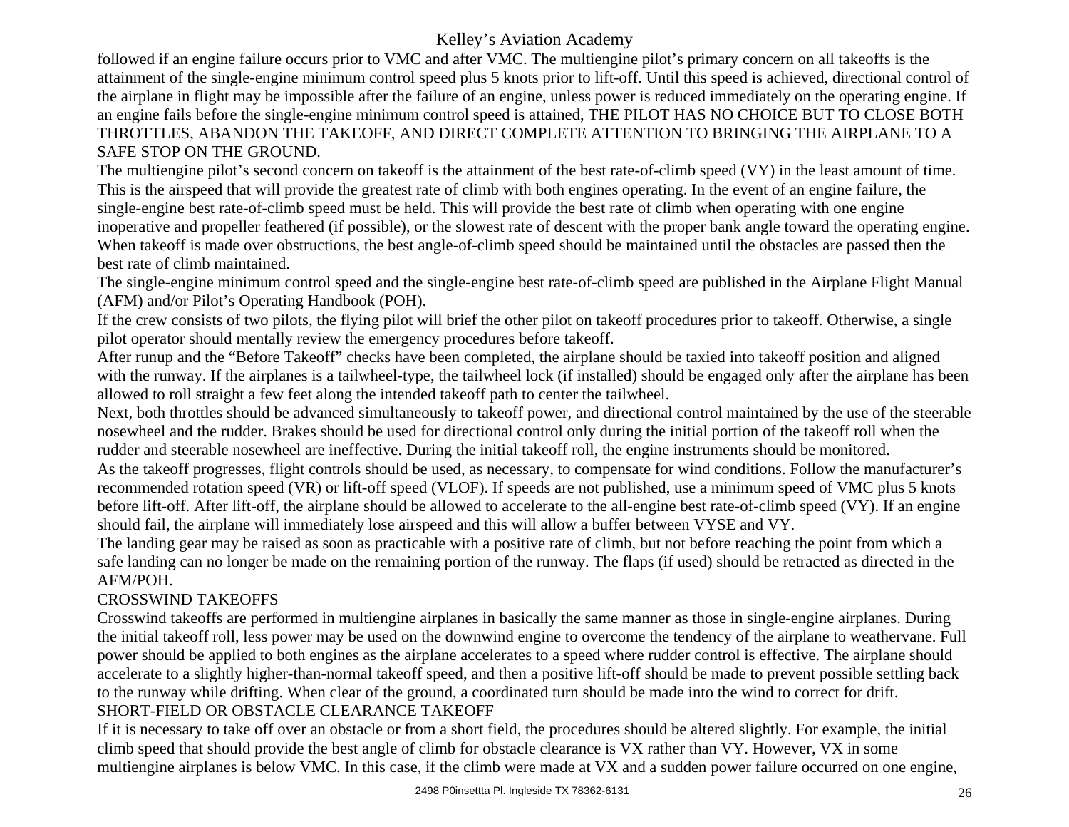followed if an engine failure occurs prior to VMC and after VMC. The multiengine pilot's primary concern on all takeoffs is the attainment of the single-engine minimum control speed plus 5 knots prior to lift-off. Until this speed is achieved, directional control of the airplane in flight may be impossible after the failure of an engine, unless power is reduced immediately on the operating engine. If an engine fails before the single-engine minimum control speed is attained, THE PILOT HAS NO CHOICE BUT TO CLOSE BOTH THROTTLES, ABANDON THE TAKEOFF, AND DIRECT COMPLETE ATTENTION TO BRINGING THE AIRPLANE TO A SAFE STOP ON THE GROUND.

The multiengine pilot's second concern on takeoff is the attainment of the best rate-of-climb speed (VY) in the least amount of time. This is the airspeed that will provide the greatest rate of climb with both engines operating. In the event of an engine failure, the single-engine best rate-of-climb speed must be held. This will provide the best rate of climb when operating with one engine inoperative and propeller feathered (if possible), or the slowest rate of descent with the proper bank angle toward the operating engine. When takeoff is made over obstructions, the best angle-of-climb speed should be maintained until the obstacles are passed then the best rate of climb maintained.

The single-engine minimum control speed and the single-engine best rate-of-climb speed are published in the Airplane Flight Manual (AFM) and/or Pilot's Operating Handbook (POH).

If the crew consists of two pilots, the flying pilot will brief the other pilot on takeoff procedures prior to takeoff. Otherwise, a single pilot operator should mentally review the emergency procedures before takeoff.

After runup and the "Before Takeoff" checks have been completed, the airplane should be taxied into takeoff position and aligned with the runway. If the airplanes is a tailwheel-type, the tailwheel lock (if installed) should be engaged only after the airplane has been allowed to roll straight a few feet along the intended takeoff path to center the tailwheel.

Next, both throttles should be advanced simultaneously to takeoff power, and directional control maintained by the use of the steerable nosewheel and the rudder. Brakes should be used for directional control only during the initial portion of the takeoff roll when the rudder and steerable nosewheel are ineffective. During the initial takeoff roll, the engine instruments should be monitored.

As the takeoff progresses, flight controls should be used, as necessary, to compensate for wind conditions. Follow the manufacturer's recommended rotation speed (VR) or lift-off speed (VLOF). If speeds are not published, use a minimum speed of VMC plus 5 knots before lift-off. After lift-off, the airplane should be allowed to accelerate to the all-engine best rate-of-climb speed (VY). If an engine should fail, the airplane will immediately lose airspeed and this will allow a buffer between VYSE and VY.

The landing gear may be raised as soon as practicable with a positive rate of climb, but not before reaching the point from which a safe landing can no longer be made on the remaining portion of the runway. The flaps (if used) should be retracted as directed in the AFM/POH.

## CROSSWIND TAKEOFFS

Crosswind takeoffs are performed in multiengine airplanes in basically the same manner as those in single-engine airplanes. During the initial takeoff roll, less power may be used on the downwind engine to overcome the tendency of the airplane to weathervane. Full power should be applied to both engines as the airplane accelerates to a speed where rudder control is effective. The airplane should accelerate to a slightly higher-than-normal takeoff speed, and then a positive lift-off should be made to prevent possible settling back to the runway while drifting. When clear of the ground, a coordinated turn should be made into the wind to correct for drift.

## SHORT-FIELD OR OBSTACLE CLEARANCE TAKEOFF

If it is necessary to take off over an obstacle or from a short field, the procedures should be altered slightly. For example, the initial climb speed that should provide the best angle of climb for obstacle clearance is VX rather than VY. However, VX in some multiengine airplanes is below VMC. In this case, if the climb were made at VX and a sudden power failure occurred on one engine,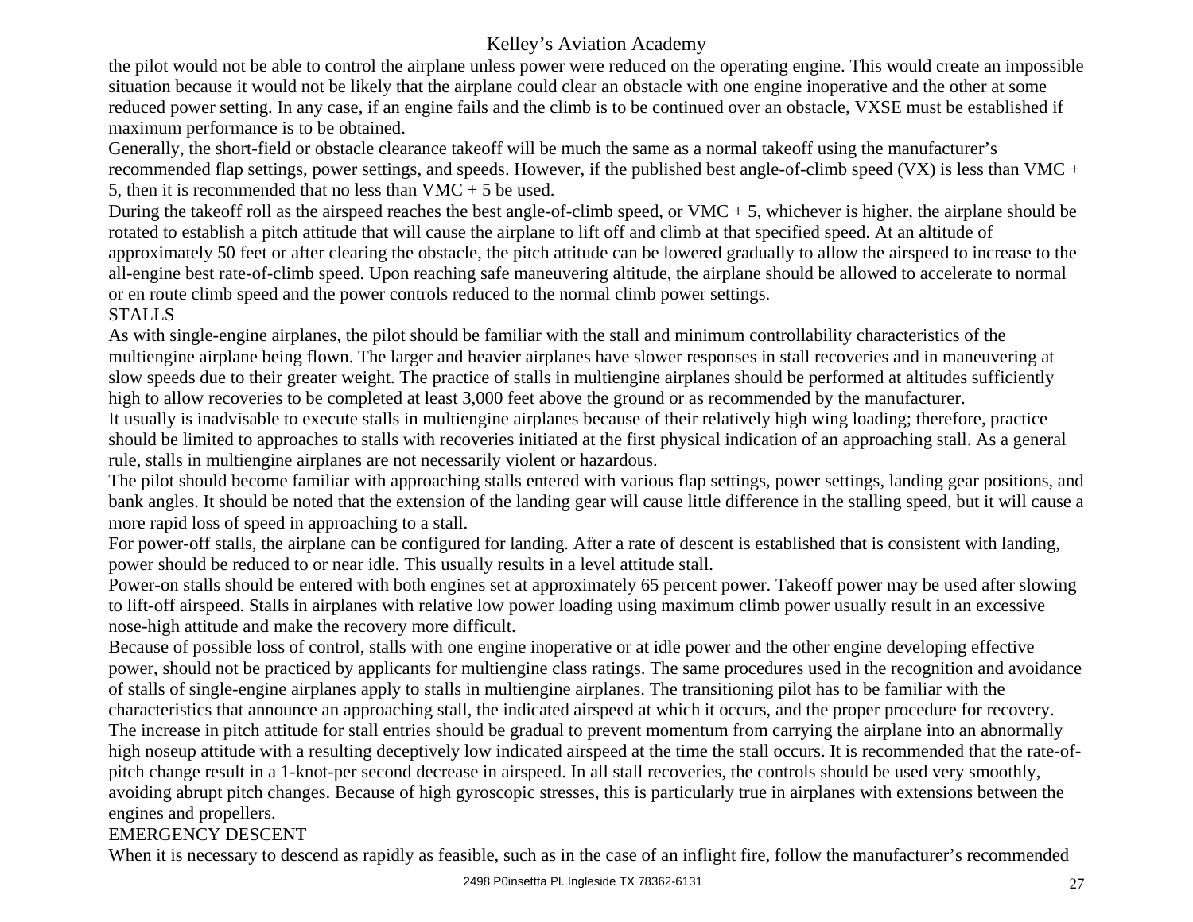the pilot would not be able to control the airplane unless power were reduced on the operating engine. This would create an impossible situation because it would not be likely that the airplane could clear an obstacle with one engine inoperative and the other at some reduced power setting. In any case, if an engine fails and the climb is to be continued over an obstacle, VXSE must be established if maximum performance is to be obtained.

Generally, the short-field or obstacle clearance takeoff will be much the same as a normal takeoff using the manufacturer's recommended flap settings, power settings, and speeds. However, if the published best angle-of-climb speed (VX) is less than VMC + 5, then it is recommended that no less than VMC + 5 be used.

During the takeoff roll as the airspeed reaches the best angle-of-climb speed, or VMC + 5, whichever is higher, the airplane should be rotated to establish a pitch attitude that will cause the airplane to lift off and climb at that specified speed. At an altitude of approximately 50 feet or after clearing the obstacle, the pitch attitude can be lowered gradually to allow the airspeed to increase to the all-engine best rate-of-climb speed. Upon reaching safe maneuvering altitude, the airplane should be allowed to accelerate to normal or en route climb speed and the power controls reduced to the normal climb power settings.

## STALLS

As with single-engine airplanes, the pilot should be familiar with the stall and minimum controllability characteristics of the multiengine airplane being flown. The larger and heavier airplanes have slower responses in stall recoveries and in maneuvering at slow speeds due to their greater weight. The practice of stalls in multiengine airplanes should be performed at altitudes sufficiently high to allow recoveries to be completed at least 3,000 feet above the ground or as recommended by the manufacturer.

It usually is inadvisable to execute stalls in multiengine airplanes because of their relatively high wing loading; therefore, practice should be limited to approaches to stalls with recoveries initiated at the first physical indication of an approaching stall. As a general rule, stalls in multiengine airplanes are not necessarily violent or hazardous.

The pilot should become familiar with approaching stalls entered with various flap settings, power settings, landing gear positions, and bank angles. It should be noted that the extension of the landing gear will cause little difference in the stalling speed, but it will cause a more rapid loss of speed in approaching to a stall.

For power-off stalls, the airplane can be configured for landing. After a rate of descent is established that is consistent with landing, power should be reduced to or near idle. This usually results in a level attitude stall.

Power-on stalls should be entered with both engines set at approximately 65 percent power. Takeoff power may be used after slowing to lift-off airspeed. Stalls in airplanes with relative low power loading using maximum climb power usually result in an excessive nose-high attitude and make the recovery more difficult.

Because of possible loss of control, stalls with one engine inoperative or at idle power and the other engine developing effective power, should not be practiced by applicants for multiengine class ratings. The same procedures used in the recognition and avoidance of stalls of single-engine airplanes apply to stalls in multiengine airplanes. The transitioning pilot has to be familiar with the characteristics that announce an approaching stall, the indicated airspeed at which it occurs, and the proper procedure for recovery. The increase in pitch attitude for stall entries should be gradual to prevent momentum from carrying the airplane into an abnormally high noseup attitude with a resulting deceptively low indicated airspeed at the time the stall occurs. It is recommended that the rate-of-pitch change result in a 1-knot-per second decrease in airspeed. In all stall recoveries, the controls should be used very smoothly, avoiding abrupt pitch changes. Because of high gyroscopic stresses, this is particularly true in airplanes with extensions between the engines and propellers.

## EMERGENCY DESCENT

When it is necessary to descend as rapidly as feasible, such as in the case of an inflight fire, follow the manufacturer's recommended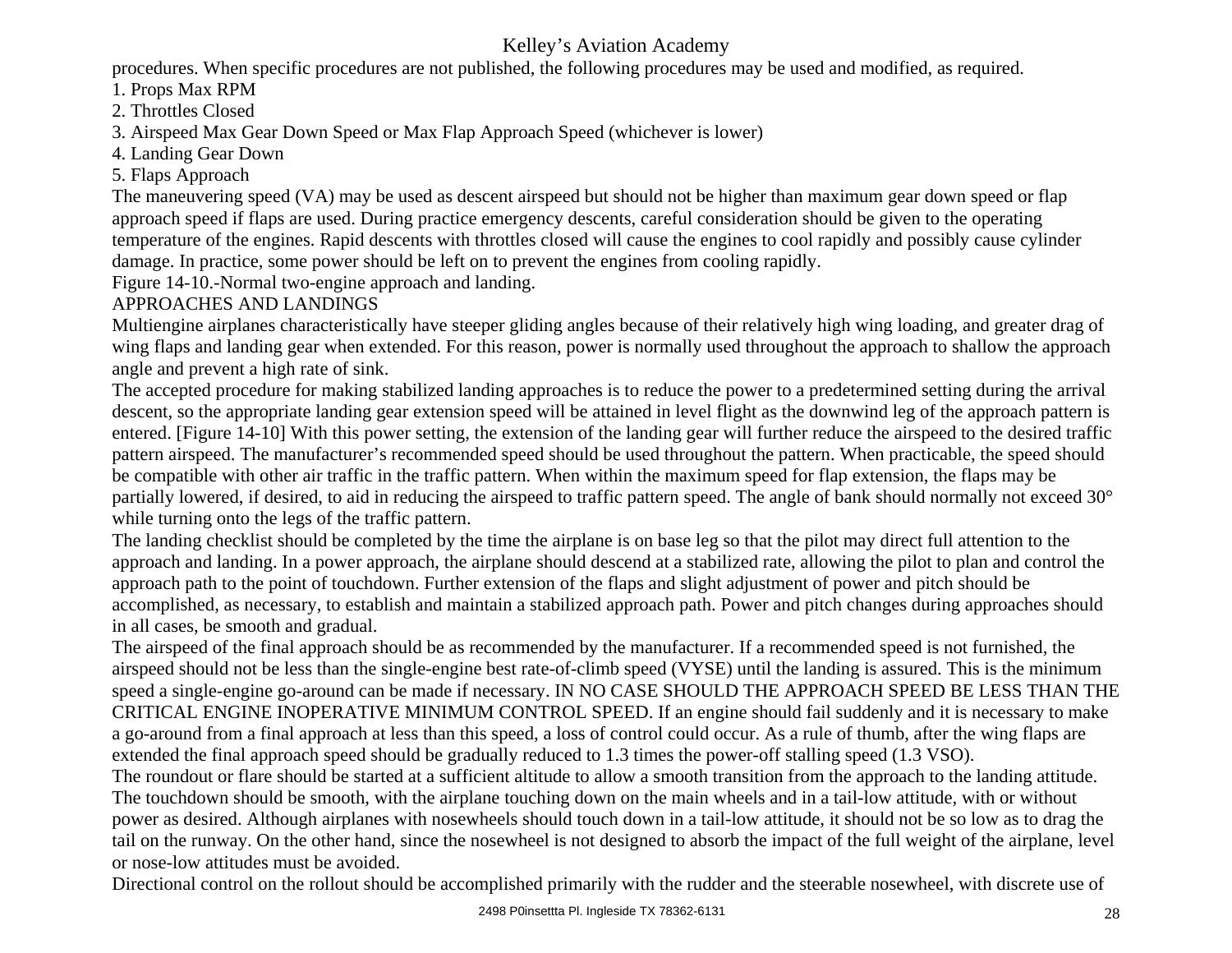procedures. When specific procedures are not published, the following procedures may be used and modified, as required.

1. Props Max RPM
2. Throttles Closed
3. Airspeed Max Gear Down Speed or Max Flap Approach Speed (whichever is lower)
4. Landing Gear Down
5. Flaps Approach

The maneuvering speed (VA) may be used as descent airspeed but should not be higher than maximum gear down speed or flap approach speed if flaps are used. During practice emergency descents, careful consideration should be given to the operating temperature of the engines. Rapid descents with throttles closed will cause the engines to cool rapidly and possibly cause cylinder damage. In practice, some power should be left on to prevent the engines from cooling rapidly.

Figure 14-10.-Normal two-engine approach and landing.

## APPROACHES AND LANDINGS

Multiengine airplanes characteristically have steeper gliding angles because of their relatively high wing loading, and greater drag of wing flaps and landing gear when extended. For this reason, power is normally used throughout the approach to shallow the approach angle and prevent a high rate of sink.

The accepted procedure for making stabilized landing approaches is to reduce the power to a predetermined setting during the arrival descent, so the appropriate landing gear extension speed will be attained in level flight as the downwind leg of the approach pattern is entered. [Figure 14-10] With this power setting, the extension of the landing gear will further reduce the airspeed to the desired traffic pattern airspeed. The manufacturer's recommended speed should be used throughout the pattern. When practicable, the speed should be compatible with other air traffic in the traffic pattern. When within the maximum speed for flap extension, the flaps may be partially lowered, if desired, to aid in reducing the airspeed to traffic pattern speed. The angle of bank should normally not exceed 30° while turning onto the legs of the traffic pattern.

The landing checklist should be completed by the time the airplane is on base leg so that the pilot may direct full attention to the approach and landing. In a power approach, the airplane should descend at a stabilized rate, allowing the pilot to plan and control the approach path to the point of touchdown. Further extension of the flaps and slight adjustment of power and pitch should be accomplished, as necessary, to establish and maintain a stabilized approach path. Power and pitch changes during approaches should in all cases, be smooth and gradual.

The airspeed of the final approach should be as recommended by the manufacturer. If a recommended speed is not furnished, the airspeed should not be less than the single-engine best rate-of-climb speed (VYSE) until the landing is assured. This is the minimum speed a single-engine go-around can be made if necessary. IN NO CASE SHOULD THE APPROACH SPEED BE LESS THAN THE CRITICAL ENGINE INOPERATIVE MINIMUM CONTROL SPEED. If an engine should fail suddenly and it is necessary to make a go-around from a final approach at less than this speed, a loss of control could occur. As a rule of thumb, after the wing flaps are extended the final approach speed should be gradually reduced to 1.3 times the power-off stalling speed (1.3 VSO).

The roundout or flare should be started at a sufficient altitude to allow a smooth transition from the approach to the landing attitude. The touchdown should be smooth, with the airplane touching down on the main wheels and in a tail-low attitude, with or without power as desired. Although airplanes with nosewheels should touch down in a tail-low attitude, it should not be so low as to drag the tail on the runway. On the other hand, since the nosewheel is not designed to absorb the impact of the full weight of the airplane, level or nose-low attitudes must be avoided.

Directional control on the rollout should be accomplished primarily with the rudder and the steerable nosewheel, with discrete use of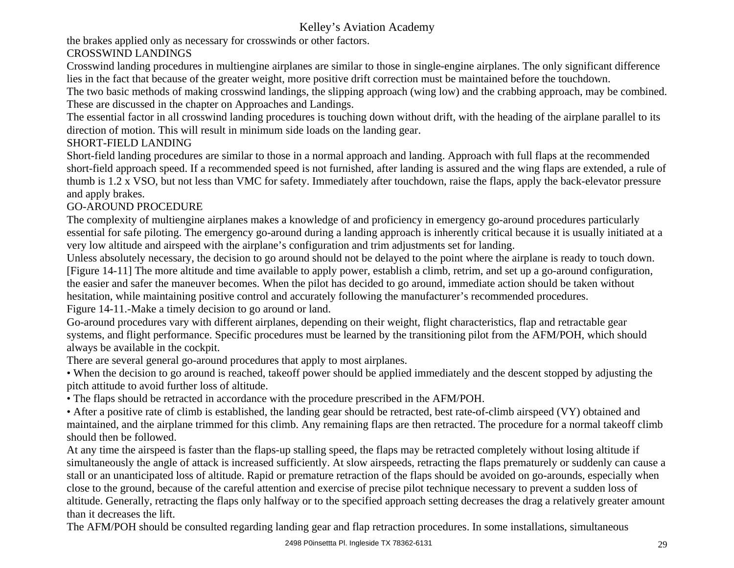the brakes applied only as necessary for crosswinds or other factors.

## CROSSWIND LANDINGS

Crosswind landing procedures in multiengine airplanes are similar to those in single-engine airplanes. The only significant difference lies in the fact that because of the greater weight, more positive drift correction must be maintained before the touchdown.

The two basic methods of making crosswind landings, the slipping approach (wing low) and the crabbing approach, may be combined. These are discussed in the chapter on Approaches and Landings.

The essential factor in all crosswind landing procedures is touching down without drift, with the heading of the airplane parallel to its direction of motion. This will result in minimum side loads on the landing gear.

## SHORT-FIELD LANDING

Short-field landing procedures are similar to those in a normal approach and landing. Approach with full flaps at the recommended short-field approach speed. If a recommended speed is not furnished, after landing is assured and the wing flaps are extended, a rule of thumb is 1.2 x VSO, but not less than VMC for safety. Immediately after touchdown, raise the flaps, apply the back-elevator pressure and apply brakes.

## GO-AROUND PROCEDURE

The complexity of multiengine airplanes makes a knowledge of and proficiency in emergency go-around procedures particularly essential for safe piloting. The emergency go-around during a landing approach is inherently critical because it is usually initiated at a very low altitude and airspeed with the airplane's configuration and trim adjustments set for landing.

Unless absolutely necessary, the decision to go around should not be delayed to the point where the airplane is ready to touch down. [Figure 14-11] The more altitude and time available to apply power, establish a climb, retrim, and set up a go-around configuration, the easier and safer the maneuver becomes. When the pilot has decided to go around, immediate action should be taken without hesitation, while maintaining positive control and accurately following the manufacturer's recommended procedures.

Figure 14-11.-Make a timely decision to go around or land.

Go-around procedures vary with different airplanes, depending on their weight, flight characteristics, flap and retractable gear systems, and flight performance. Specific procedures must be learned by the transitioning pilot from the AFM/POH, which should always be available in the cockpit.

There are several general go-around procedures that apply to most airplanes.

- When the decision to go around is reached, takeoff power should be applied immediately and the descent stopped by adjusting the pitch attitude to avoid further loss of altitude.
- The flaps should be retracted in accordance with the procedure prescribed in the AFM/POH.
- After a positive rate of climb is established, the landing gear should be retracted, best rate-of-climb airspeed (VY) obtained and maintained, and the airplane trimmed for this climb. Any remaining flaps are then retracted. The procedure for a normal takeoff climb should then be followed.

At any time the airspeed is faster than the flaps-up stalling speed, the flaps may be retracted completely without losing altitude if simultaneously the angle of attack is increased sufficiently. At slow airspeeds, retracting the flaps prematurely or suddenly can cause a stall or an unanticipated loss of altitude. Rapid or premature retraction of the flaps should be avoided on go-arounds, especially when close to the ground, because of the careful attention and exercise of precise pilot technique necessary to prevent a sudden loss of altitude. Generally, retracting the flaps only halfway or to the specified approach setting decreases the drag a relatively greater amount than it decreases the lift.

The AFM/POH should be consulted regarding landing gear and flap retraction procedures. In some installations, simultaneous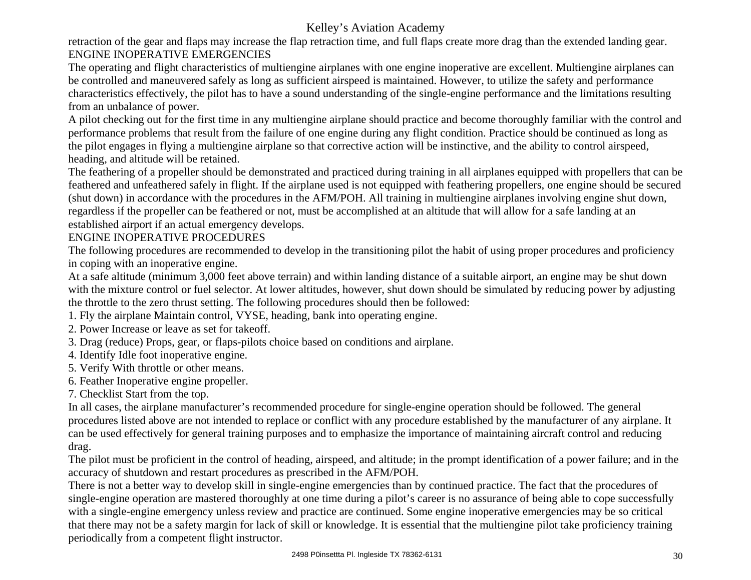retraction of the gear and flaps may increase the flap retraction time, and full flaps create more drag than the extended landing gear.

## ENGINE INOPERATIVE EMERGENCIES

The operating and flight characteristics of multiengine airplanes with one engine inoperative are excellent. Multiengine airplanes can be controlled and maneuvered safely as long as sufficient airspeed is maintained. However, to utilize the safety and performance characteristics effectively, the pilot has to have a sound understanding of the single-engine performance and the limitations resulting from an unbalance of power.

A pilot checking out for the first time in any multiengine airplane should practice and become thoroughly familiar with the control and performance problems that result from the failure of one engine during any flight condition. Practice should be continued as long as the pilot engages in flying a multiengine airplane so that corrective action will be instinctive, and the ability to control airspeed, heading, and altitude will be retained.

The feathering of a propeller should be demonstrated and practiced during training in all airplanes equipped with propellers that can be feathered and unfeathered safely in flight. If the airplane used is not equipped with feathering propellers, one engine should be secured (shut down) in accordance with the procedures in the AFM/POH. All training in multiengine airplanes involving engine shut down, regardless if the propeller can be feathered or not, must be accomplished at an altitude that will allow for a safe landing at an established airport if an actual emergency develops.

## ENGINE INOPERATIVE PROCEDURES

The following procedures are recommended to develop in the transitioning pilot the habit of using proper procedures and proficiency in coping with an inoperative engine.

At a safe altitude (minimum 3,000 feet above terrain) and within landing distance of a suitable airport, an engine may be shut down with the mixture control or fuel selector. At lower altitudes, however, shut down should be simulated by reducing power by adjusting the throttle to the zero thrust setting. The following procedures should then be followed:

1. Fly the airplane Maintain control, VYSE, heading, bank into operating engine.
2. Power Increase or leave as set for takeoff.
3. Drag (reduce) Props, gear, or flaps-pilots choice based on conditions and airplane.
4. Identify Idle foot inoperative engine.
5. Verify With throttle or other means.
6. Feather Inoperative engine propeller.
7. Checklist Start from the top.

In all cases, the airplane manufacturer's recommended procedure for single-engine operation should be followed. The general procedures listed above are not intended to replace or conflict with any procedure established by the manufacturer of any airplane. It can be used effectively for general training purposes and to emphasize the importance of maintaining aircraft control and reducing drag.

The pilot must be proficient in the control of heading, airspeed, and altitude; in the prompt identification of a power failure; and in the accuracy of shutdown and restart procedures as prescribed in the AFM/POH.

There is not a better way to develop skill in single-engine emergencies than by continued practice. The fact that the procedures of single-engine operation are mastered thoroughly at one time during a pilot's career is no assurance of being able to cope successfully with a single-engine emergency unless review and practice are continued. Some engine inoperative emergencies may be so critical that there may not be a safety margin for lack of skill or knowledge. It is essential that the multiengine pilot take proficiency training periodically from a competent flight instructor.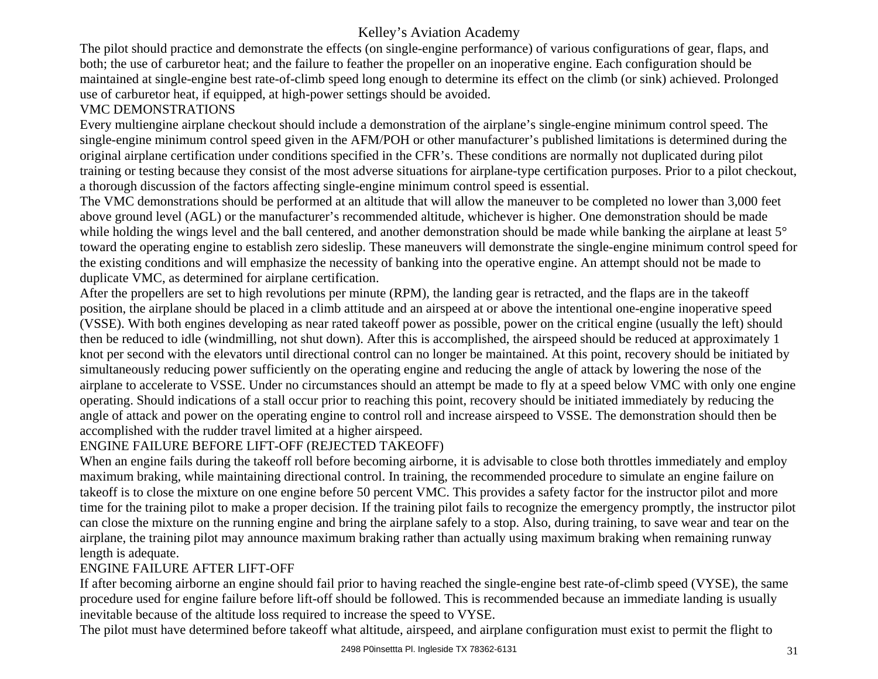The pilot should practice and demonstrate the effects (on single-engine performance) of various configurations of gear, flaps, and both; the use of carburetor heat; and the failure to feather the propeller on an inoperative engine. Each configuration should be maintained at single-engine best rate-of-climb speed long enough to determine its effect on the climb (or sink) achieved. Prolonged use of carburetor heat, if equipped, at high-power settings should be avoided.

## VMC DEMONSTRATIONS

Every multiengine airplane checkout should include a demonstration of the airplane's single-engine minimum control speed. The single-engine minimum control speed given in the AFM/POH or other manufacturer's published limitations is determined during the original airplane certification under conditions specified in the CFR's. These conditions are normally not duplicated during pilot training or testing because they consist of the most adverse situations for airplane-type certification purposes. Prior to a pilot checkout, a thorough discussion of the factors affecting single-engine minimum control speed is essential.

The VMC demonstrations should be performed at an altitude that will allow the maneuver to be completed no lower than 3,000 feet above ground level (AGL) or the manufacturer's recommended altitude, whichever is higher. One demonstration should be made while holding the wings level and the ball centered, and another demonstration should be made while banking the airplane at least 5° toward the operating engine to establish zero sideslip. These maneuvers will demonstrate the single-engine minimum control speed for the existing conditions and will emphasize the necessity of banking into the operative engine. An attempt should not be made to duplicate VMC, as determined for airplane certification.

After the propellers are set to high revolutions per minute (RPM), the landing gear is retracted, and the flaps are in the takeoff position, the airplane should be placed in a climb attitude and an airspeed at or above the intentional one-engine inoperative speed (VSSE). With both engines developing as near rated takeoff power as possible, power on the critical engine (usually the left) should then be reduced to idle (windmilling, not shut down). After this is accomplished, the airspeed should be reduced at approximately 1 knot per second with the elevators until directional control can no longer be maintained. At this point, recovery should be initiated by simultaneously reducing power sufficiently on the operating engine and reducing the angle of attack by lowering the nose of the airplane to accelerate to VSSE. Under no circumstances should an attempt be made to fly at a speed below VMC with only one engine operating. Should indications of a stall occur prior to reaching this point, recovery should be initiated immediately by reducing the angle of attack and power on the operating engine to control roll and increase airspeed to VSSE. The demonstration should then be accomplished with the rudder travel limited at a higher airspeed.

## ENGINE FAILURE BEFORE LIFT-OFF (REJECTED TAKEOFF)

When an engine fails during the takeoff roll before becoming airborne, it is advisable to close both throttles immediately and employ maximum braking, while maintaining directional control. In training, the recommended procedure to simulate an engine failure on takeoff is to close the mixture on one engine before 50 percent VMC. This provides a safety factor for the instructor pilot and more time for the training pilot to make a proper decision. If the training pilot fails to recognize the emergency promptly, the instructor pilot can close the mixture on the running engine and bring the airplane safely to a stop. Also, during training, to save wear and tear on the airplane, the training pilot may announce maximum braking rather than actually using maximum braking when remaining runway length is adequate.

## ENGINE FAILURE AFTER LIFT-OFF

If after becoming airborne an engine should fail prior to having reached the single-engine best rate-of-climb speed (VYSE), the same procedure used for engine failure before lift-off should be followed. This is recommended because an immediate landing is usually inevitable because of the altitude loss required to increase the speed to VYSE.

The pilot must have determined before takeoff what altitude, airspeed, and airplane configuration must exist to permit the flight to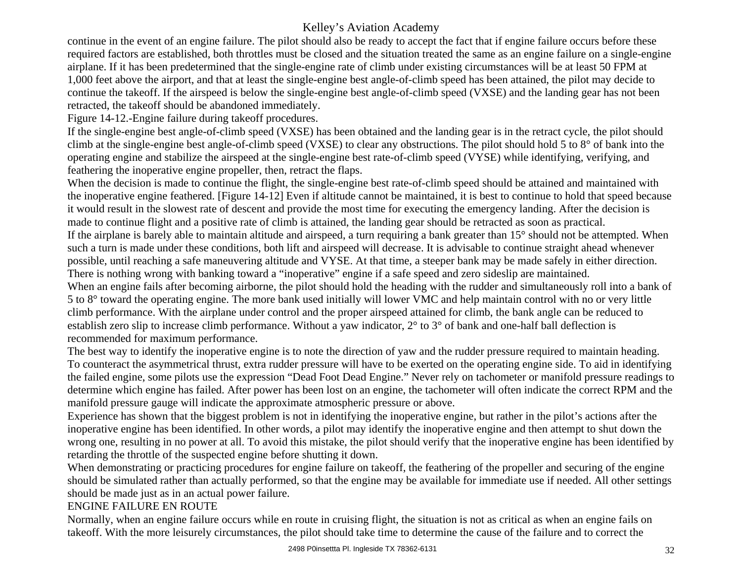continue in the event of an engine failure. The pilot should also be ready to accept the fact that if engine failure occurs before these required factors are established, both throttles must be closed and the situation treated the same as an engine failure on a single-engine airplane. If it has been predetermined that the single-engine rate of climb under existing circumstances will be at least 50 FPM at 1,000 feet above the airport, and that at least the single-engine best angle-of-climb speed has been attained, the pilot may decide to continue the takeoff. If the airspeed is below the single-engine best angle-of-climb speed (VXSE) and the landing gear has not been retracted, the takeoff should be abandoned immediately.

Figure 14-12.-Engine failure during takeoff procedures.

If the single-engine best angle-of-climb speed (VXSE) has been obtained and the landing gear is in the retract cycle, the pilot should climb at the single-engine best angle-of-climb speed (VXSE) to clear any obstructions. The pilot should hold 5 to 8° of bank into the operating engine and stabilize the airspeed at the single-engine best rate-of-climb speed (VYSE) while identifying, verifying, and feathering the inoperative engine propeller, then, retract the flaps.

When the decision is made to continue the flight, the single-engine best rate-of-climb speed should be attained and maintained with the inoperative engine feathered. [Figure 14-12] Even if altitude cannot be maintained, it is best to continue to hold that speed because it would result in the slowest rate of descent and provide the most time for executing the emergency landing. After the decision is made to continue flight and a positive rate of climb is attained, the landing gear should be retracted as soon as practical.

If the airplane is barely able to maintain altitude and airspeed, a turn requiring a bank greater than 15° should not be attempted. When such a turn is made under these conditions, both lift and airspeed will decrease. It is advisable to continue straight ahead whenever possible, until reaching a safe maneuvering altitude and VYSE. At that time, a steeper bank may be made safely in either direction. There is nothing wrong with banking toward a "inoperative" engine if a safe speed and zero sideslip are maintained.

When an engine fails after becoming airborne, the pilot should hold the heading with the rudder and simultaneously roll into a bank of 5 to 8° toward the operating engine. The more bank used initially will lower VMC and help maintain control with no or very little climb performance. With the airplane under control and the proper airspeed attained for climb, the bank angle can be reduced to establish zero slip to increase climb performance. Without a yaw indicator, 2° to 3° of bank and one-half ball deflection is recommended for maximum performance.

The best way to identify the inoperative engine is to note the direction of yaw and the rudder pressure required to maintain heading. To counteract the asymmetrical thrust, extra rudder pressure will have to be exerted on the operating engine side. To aid in identifying the failed engine, some pilots use the expression "Dead Foot Dead Engine." Never rely on tachometer or manifold pressure readings to determine which engine has failed. After power has been lost on an engine, the tachometer will often indicate the correct RPM and the manifold pressure gauge will indicate the approximate atmospheric pressure or above.

Experience has shown that the biggest problem is not in identifying the inoperative engine, but rather in the pilot's actions after the inoperative engine has been identified. In other words, a pilot may identify the inoperative engine and then attempt to shut down the wrong one, resulting in no power at all. To avoid this mistake, the pilot should verify that the inoperative engine has been identified by retarding the throttle of the suspected engine before shutting it down.

When demonstrating or practicing procedures for engine failure on takeoff, the feathering of the propeller and securing of the engine should be simulated rather than actually performed, so that the engine may be available for immediate use if needed. All other settings should be made just as in an actual power failure.

## ENGINE FAILURE EN ROUTE

Normally, when an engine failure occurs while en route in cruising flight, the situation is not as critical as when an engine fails on takeoff. With the more leisurely circumstances, the pilot should take time to determine the cause of the failure and to correct the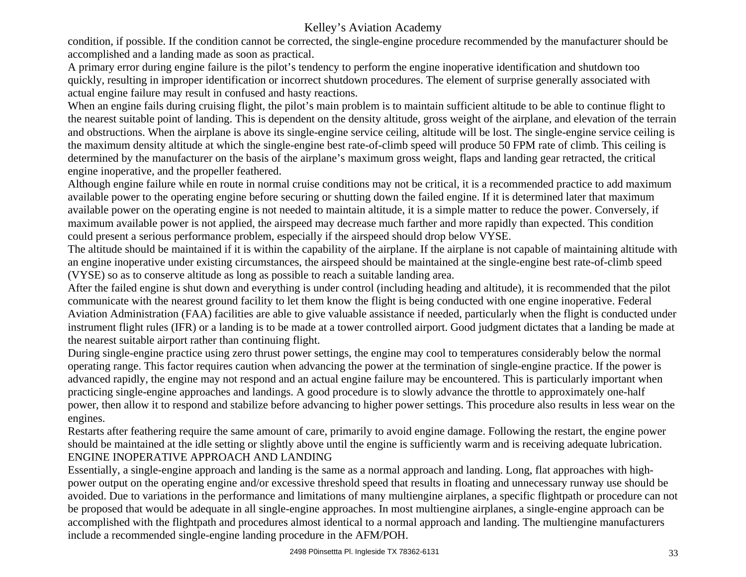condition, if possible. If the condition cannot be corrected, the single-engine procedure recommended by the manufacturer should be accomplished and a landing made as soon as practical.

A primary error during engine failure is the pilot's tendency to perform the engine inoperative identification and shutdown too quickly, resulting in improper identification or incorrect shutdown procedures. The element of surprise generally associated with actual engine failure may result in confused and hasty reactions.

When an engine fails during cruising flight, the pilot's main problem is to maintain sufficient altitude to be able to continue flight to the nearest suitable point of landing. This is dependent on the density altitude, gross weight of the airplane, and elevation of the terrain and obstructions. When the airplane is above its single-engine service ceiling, altitude will be lost. The single-engine service ceiling is the maximum density altitude at which the single-engine best rate-of-climb speed will produce 50 FPM rate of climb. This ceiling is determined by the manufacturer on the basis of the airplane's maximum gross weight, flaps and landing gear retracted, the critical engine inoperative, and the propeller feathered.

Although engine failure while en route in normal cruise conditions may not be critical, it is a recommended practice to add maximum available power to the operating engine before securing or shutting down the failed engine. If it is determined later that maximum available power on the operating engine is not needed to maintain altitude, it is a simple matter to reduce the power. Conversely, if maximum available power is not applied, the airspeed may decrease much farther and more rapidly than expected. This condition could present a serious performance problem, especially if the airspeed should drop below VYSE.

The altitude should be maintained if it is within the capability of the airplane. If the airplane is not capable of maintaining altitude with an engine inoperative under existing circumstances, the airspeed should be maintained at the single-engine best rate-of-climb speed (VYSE) so as to conserve altitude as long as possible to reach a suitable landing area.

After the failed engine is shut down and everything is under control (including heading and altitude), it is recommended that the pilot communicate with the nearest ground facility to let them know the flight is being conducted with one engine inoperative. Federal Aviation Administration (FAA) facilities are able to give valuable assistance if needed, particularly when the flight is conducted under instrument flight rules (IFR) or a landing is to be made at a tower controlled airport. Good judgment dictates that a landing be made at the nearest suitable airport rather than continuing flight.

During single-engine practice using zero thrust power settings, the engine may cool to temperatures considerably below the normal operating range. This factor requires caution when advancing the power at the termination of single-engine practice. If the power is advanced rapidly, the engine may not respond and an actual engine failure may be encountered. This is particularly important when practicing single-engine approaches and landings. A good procedure is to slowly advance the throttle to approximately one-half power, then allow it to respond and stabilize before advancing to higher power settings. This procedure also results in less wear on the engines.

Restarts after feathering require the same amount of care, primarily to avoid engine damage. Following the restart, the engine power should be maintained at the idle setting or slightly above until the engine is sufficiently warm and is receiving adequate lubrication.

## ENGINE INOPERATIVE APPROACH AND LANDING

Essentially, a single-engine approach and landing is the same as a normal approach and landing. Long, flat approaches with high-power output on the operating engine and/or excessive threshold speed that results in floating and unnecessary runway use should be avoided. Due to variations in the performance and limitations of many multiengine airplanes, a specific flightpath or procedure can not be proposed that would be adequate in all single-engine approaches. In most multiengine airplanes, a single-engine approach can be accomplished with the flightpath and procedures almost identical to a normal approach and landing. The multiengine manufacturers include a recommended single-engine landing procedure in the AFM/POH.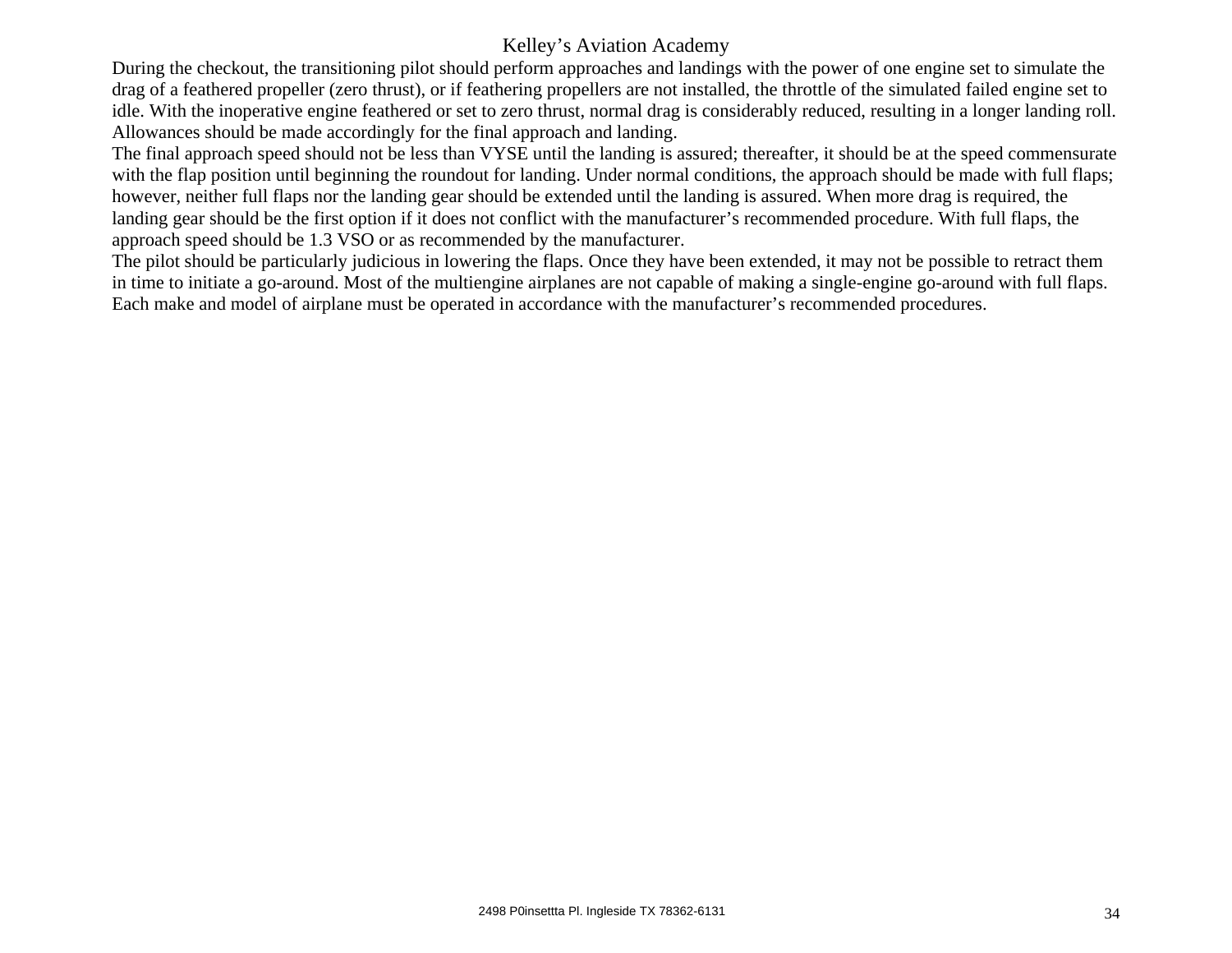During the checkout, the transitioning pilot should perform approaches and landings with the power of one engine set to simulate the drag of a feathered propeller (zero thrust), or if feathering propellers are not installed, the throttle of the simulated failed engine set to idle. With the inoperative engine feathered or set to zero thrust, normal drag is considerably reduced, resulting in a longer landing roll. Allowances should be made accordingly for the final approach and landing.

The final approach speed should not be less than VYSE until the landing is assured; thereafter, it should be at the speed commensurate with the flap position until beginning the roundout for landing. Under normal conditions, the approach should be made with full flaps; however, neither full flaps nor the landing gear should be extended until the landing is assured. When more drag is required, the landing gear should be the first option if it does not conflict with the manufacturer's recommended procedure. With full flaps, the approach speed should be 1.3 VSO or as recommended by the manufacturer.

The pilot should be particularly judicious in lowering the flaps. Once they have been extended, it may not be possible to retract them in time to initiate a go-around. Most of the multiengine airplanes are not capable of making a single-engine go-around with full flaps. Each make and model of airplane must be operated in accordance with the manufacturer's recommended procedures.